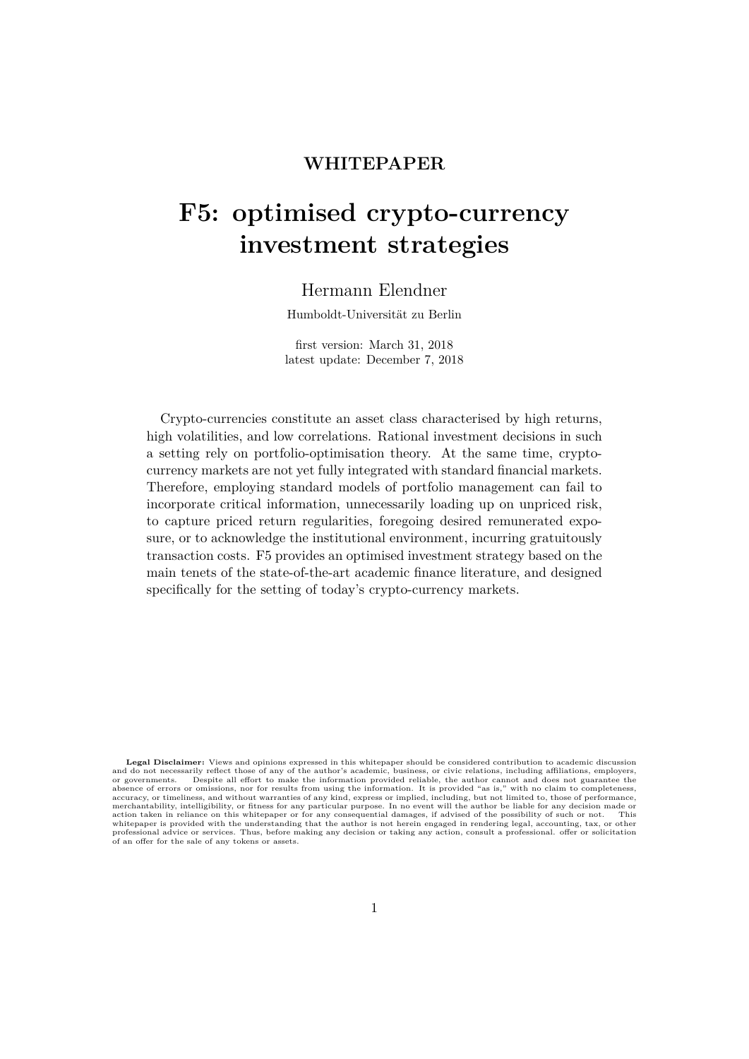**WHITEPAPER**

# F5: optimised crypto-currency investment strategies

Hermann Elendner

Humboldt-Universität zu Berlin

first version: March 31, 2018
latest update: December 7, 2018

Crypto-currencies constitute an asset class characterised by high returns, high volatilities, and low correlations. Rational investment decisions in such a setting rely on portfolio-optimisation theory. At the same time, crypto-currency markets are not yet fully integrated with standard financial markets. Therefore, employing standard models of portfolio management can fail to incorporate critical information, unnecessarily loading up on unpriced risk, to capture priced return regularities, foregoing desired remunerated exposure, or to acknowledge the institutional environment, incurring gratuitously transaction costs. F5 provides an optimised investment strategy based on the main tenets of the state-of-the-art academic finance literature, and designed specifically for the setting of today's crypto-currency markets.

**Legal Disclaimer:** Views and opinions expressed in this whitepaper should be considered contribution to academic discussion and do not necessarily reflect those of any of the author's academic, business, or civic relations, including affiliations, employers, or governments. Despite all effort to make the information provided reliable, the author cannot and does not guarantee the absence of errors or omissions, nor for results from using the information. It is provided "as is," with no claim to completeness, accuracy, or timeliness, and without warranties of any kind, express or implied, including, but not limited to, those of performance, merchantability, intelligibility, or fitness for any particular purpose. In no event will the author be liable for any decision made or action taken in reliance on this whitepaper or for any consequential damages, if advised of the possibility of such or not. This whitepaper is provided with the understanding that the author is not herein engaged in rendering legal, accounting, tax, or other professional advice or services. Thus, before making any decision or taking any action, consult a professional. offer or solicitation of an offer for the sale of any tokens or assets.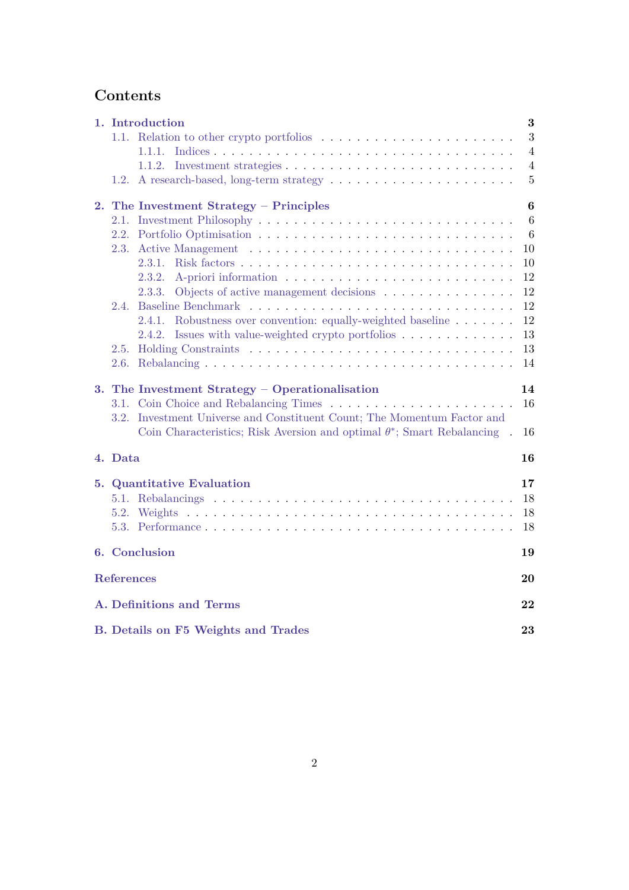# Contents

**1. Introduction** — 3
- 1.1. Relation to other crypto portfolios — 3
  - 1.1.1. Indices — 4
  - 1.1.2. Investment strategies — 4
- 1.2. A research-based, long-term strategy — 5

**2. The Investment Strategy – Principles** — 6
- 2.1. Investment Philosophy — 6
- 2.2. Portfolio Optimisation — 6
- 2.3. Active Management — 10
  - 2.3.1. Risk factors — 10
  - 2.3.2. A-priori information — 12
  - 2.3.3. Objects of active management decisions — 12
- 2.4. Baseline Benchmark — 12
  - 2.4.1. Robustness over convention: equally-weighted baseline — 12
  - 2.4.2. Issues with value-weighted crypto portfolios — 13
- 2.5. Holding Constraints — 13
- 2.6. Rebalancing — 14

**3. The Investment Strategy – Operationalisation** — 14
- 3.1. Coin Choice and Rebalancing Times — 16
- 3.2. Investment Universe and Constituent Count; The Momentum Factor and Coin Characteristics; Risk Aversion and optimal $\theta^*$; Smart Rebalancing — 16

**4. Data** — 16

**5. Quantitative Evaluation** — 17
- 5.1. Rebalancings — 18
- 5.2. Weights — 18
- 5.3. Performance — 18

**6. Conclusion** — 19

**References** — 20

**A. Definitions and Terms** — 22

**B. Details on F5 Weights and Trades** — 23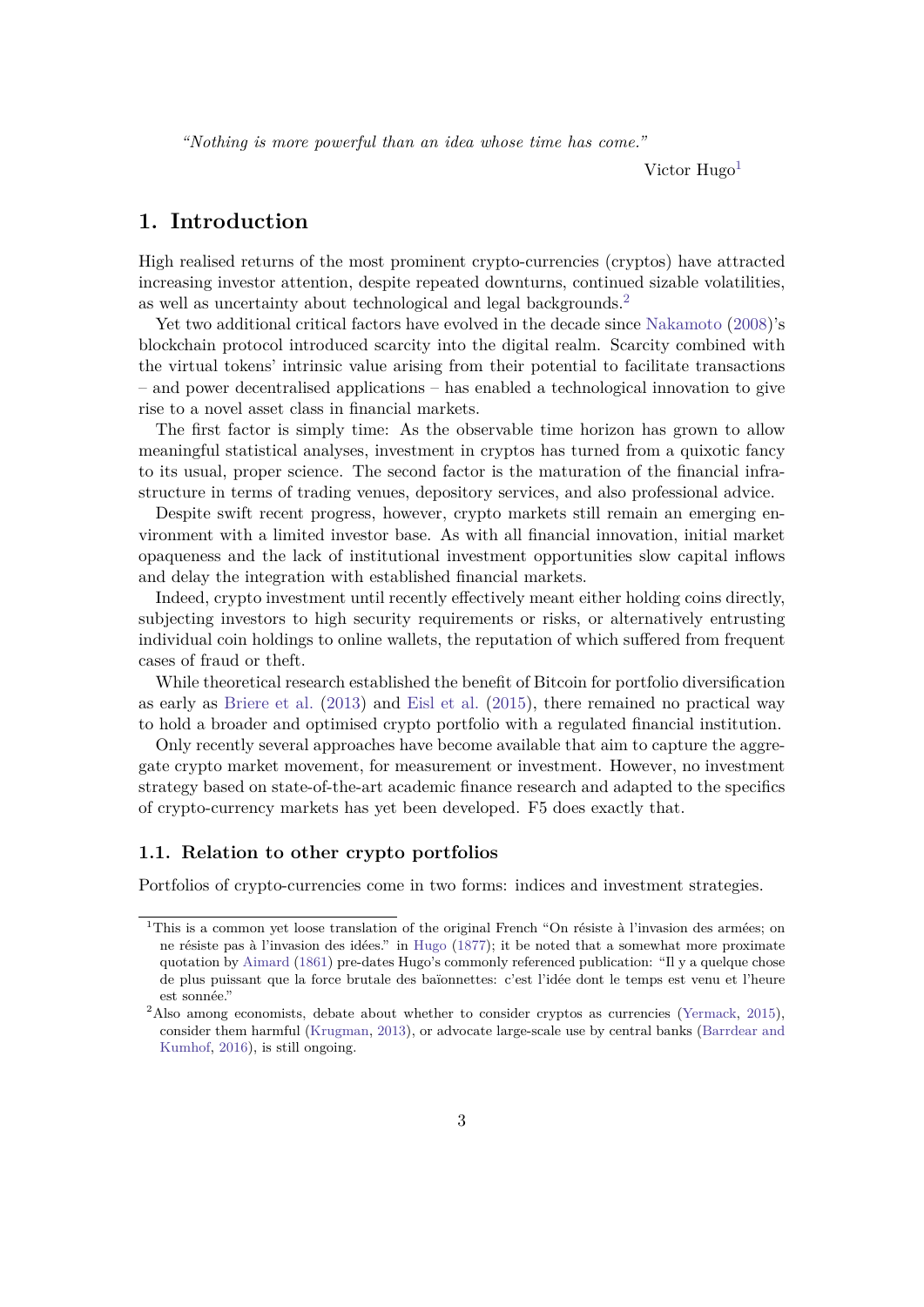*"Nothing is more powerful than an idea whose time has come."*

Victor Hugo[1]

# 1. Introduction

High realised returns of the most prominent crypto-currencies (cryptos) have attracted increasing investor attention, despite repeated downturns, continued sizable volatilities, as well as uncertainty about technological and legal backgrounds.[2]

Yet two additional critical factors have evolved in the decade since Nakamoto (2008)'s blockchain protocol introduced scarcity into the digital realm. Scarcity combined with the virtual tokens' intrinsic value arising from their potential to facilitate transactions – and power decentralised applications – has enabled a technological innovation to give rise to a novel asset class in financial markets.

The first factor is simply time: As the observable time horizon has grown to allow meaningful statistical analyses, investment in cryptos has turned from a quixotic fancy to its usual, proper science. The second factor is the maturation of the financial infrastructure in terms of trading venues, depository services, and also professional advice.

Despite swift recent progress, however, crypto markets still remain an emerging environment with a limited investor base. As with all financial innovation, initial market opaqueness and the lack of institutional investment opportunities slow capital inflows and delay the integration with established financial markets.

Indeed, crypto investment until recently effectively meant either holding coins directly, subjecting investors to high security requirements or risks, or alternatively entrusting individual coin holdings to online wallets, the reputation of which suffered from frequent cases of fraud or theft.

While theoretical research established the benefit of Bitcoin for portfolio diversification as early as Briere et al. (2013) and Eisl et al. (2015), there remained no practical way to hold a broader and optimised crypto portfolio with a regulated financial institution.

Only recently several approaches have become available that aim to capture the aggregate crypto market movement, for measurement or investment. However, no investment strategy based on state-of-the-art academic finance research and adapted to the specifics of crypto-currency markets has yet been developed. F5 does exactly that.

## 1.1. Relation to other crypto portfolios

Portfolios of crypto-currencies come in two forms: indices and investment strategies.

[1] This is a common yet loose translation of the original French "On résiste à l'invasion des armées; on ne résiste pas à l'invasion des idées." in Hugo (1877); it be noted that a somewhat more proximate quotation by Aimard (1861) pre-dates Hugo's commonly referenced publication: "Il y a quelque chose de plus puissant que la force brutale des baïonnettes: c'est l'idée dont le temps est venu et l'heure est sonnée."

[2] Also among economists, debate about whether to consider cryptos as currencies (Yermack, 2015), consider them harmful (Krugman, 2013), or advocate large-scale use by central banks (Barrdear and Kumhof, 2016), is still ongoing.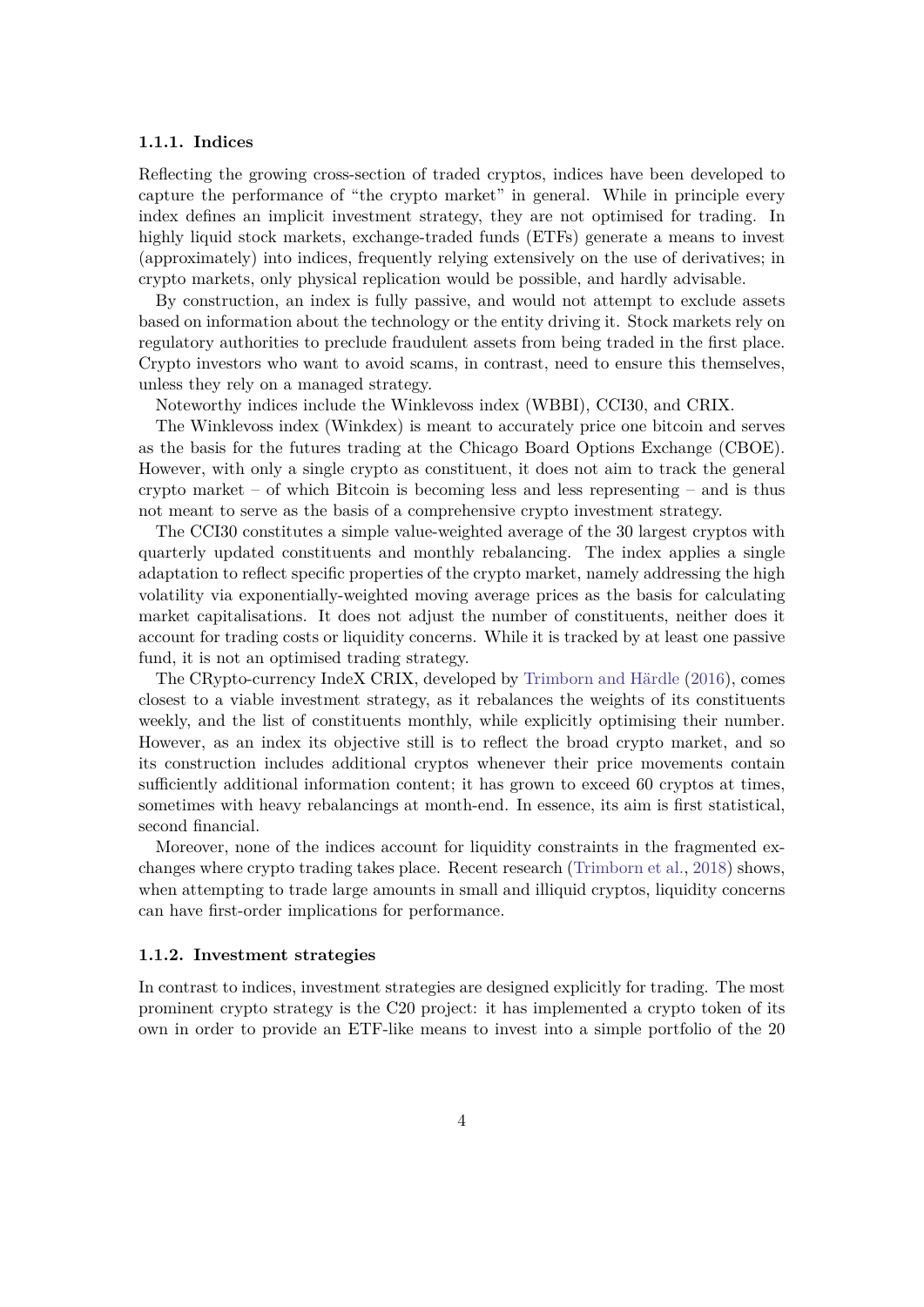#### 1.1.1. Indices

Reflecting the growing cross-section of traded cryptos, indices have been developed to capture the performance of "the crypto market" in general. While in principle every index defines an implicit investment strategy, they are not optimised for trading. In highly liquid stock markets, exchange-traded funds (ETFs) generate a means to invest (approximately) into indices, frequently relying extensively on the use of derivatives; in crypto markets, only physical replication would be possible, and hardly advisable.

By construction, an index is fully passive, and would not attempt to exclude assets based on information about the technology or the entity driving it. Stock markets rely on regulatory authorities to preclude fraudulent assets from being traded in the first place. Crypto investors who want to avoid scams, in contrast, need to ensure this themselves, unless they rely on a managed strategy.

Noteworthy indices include the Winklevoss index (WBBI), CCI30, and CRIX.

The Winklevoss index (Winkdex) is meant to accurately price one bitcoin and serves as the basis for the futures trading at the Chicago Board Options Exchange (CBOE). However, with only a single crypto as constituent, it does not aim to track the general crypto market – of which Bitcoin is becoming less and less representing – and is thus not meant to serve as the basis of a comprehensive crypto investment strategy.

The CCI30 constitutes a simple value-weighted average of the 30 largest cryptos with quarterly updated constituents and monthly rebalancing. The index applies a single adaptation to reflect specific properties of the crypto market, namely addressing the high volatility via exponentially-weighted moving average prices as the basis for calculating market capitalisations. It does not adjust the number of constituents, neither does it account for trading costs or liquidity concerns. While it is tracked by at least one passive fund, it is not an optimised trading strategy.

The CRypto-currency IndeX CRIX, developed by Trimborn and Härdle (2016), comes closest to a viable investment strategy, as it rebalances the weights of its constituents weekly, and the list of constituents monthly, while explicitly optimising their number. However, as an index its objective still is to reflect the broad crypto market, and so its construction includes additional cryptos whenever their price movements contain sufficiently additional information content; it has grown to exceed 60 cryptos at times, sometimes with heavy rebalancings at month-end. In essence, its aim is first statistical, second financial.

Moreover, none of the indices account for liquidity constraints in the fragmented exchanges where crypto trading takes place. Recent research (Trimborn et al., 2018) shows, when attempting to trade large amounts in small and illiquid cryptos, liquidity concerns can have first-order implications for performance.

#### 1.1.2. Investment strategies

In contrast to indices, investment strategies are designed explicitly for trading. The most prominent crypto strategy is the C20 project: it has implemented a crypto token of its own in order to provide an ETF-like means to invest into a simple portfolio of the 20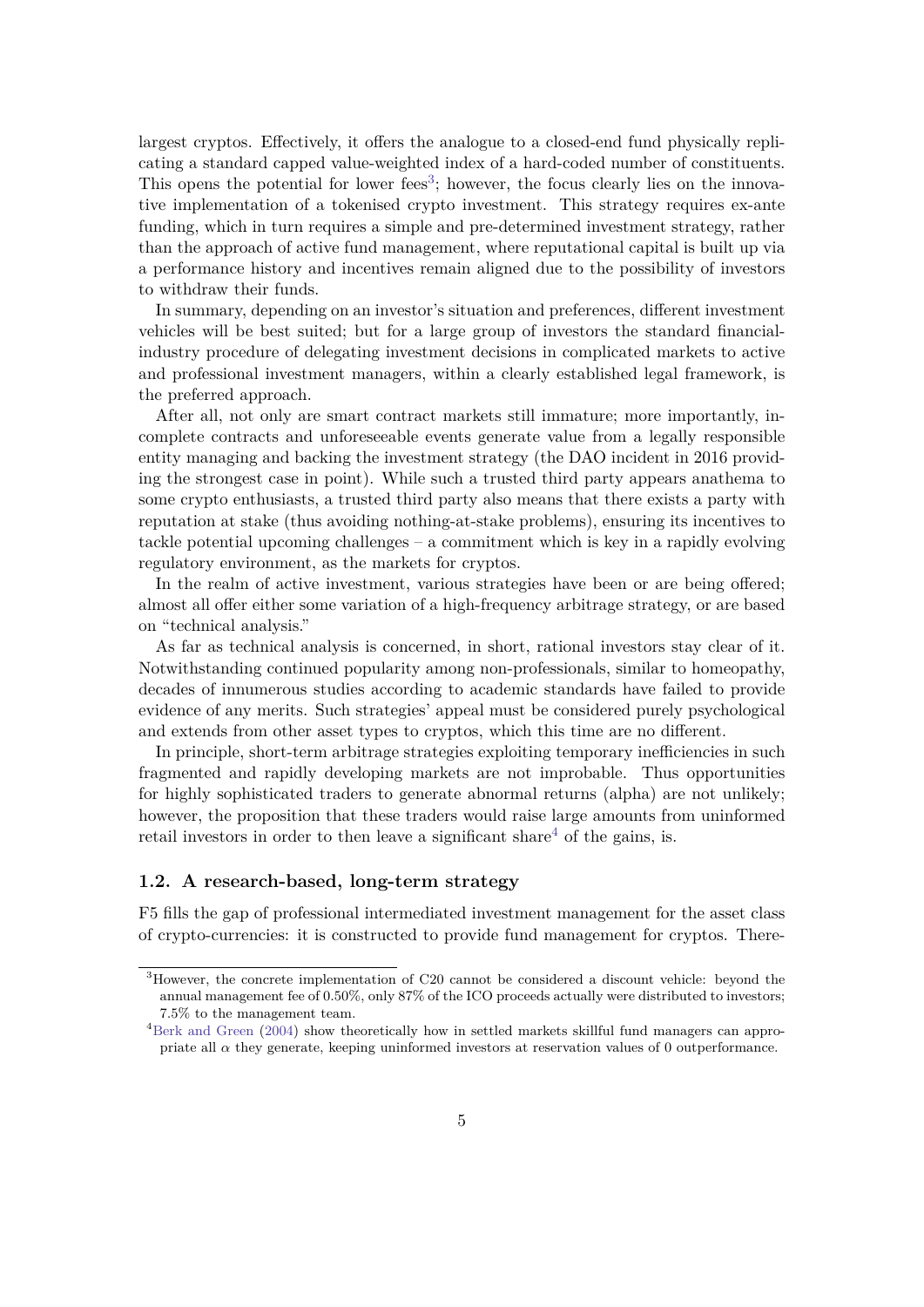largest cryptos. Effectively, it offers the analogue to a closed-end fund physically replicating a standard capped value-weighted index of a hard-coded number of constituents. This opens the potential for lower fees[3]; however, the focus clearly lies on the innovative implementation of a tokenised crypto investment. This strategy requires ex-ante funding, which in turn requires a simple and pre-determined investment strategy, rather than the approach of active fund management, where reputational capital is built up via a performance history and incentives remain aligned due to the possibility of investors to withdraw their funds.

In summary, depending on an investor's situation and preferences, different investment vehicles will be best suited; but for a large group of investors the standard financial-industry procedure of delegating investment decisions in complicated markets to active and professional investment managers, within a clearly established legal framework, is the preferred approach.

After all, not only are smart contract markets still immature; more importantly, incomplete contracts and unforeseeable events generate value from a legally responsible entity managing and backing the investment strategy (the DAO incident in 2016 providing the strongest case in point). While such a trusted third party appears anathema to some crypto enthusiasts, a trusted third party also means that there exists a party with reputation at stake (thus avoiding nothing-at-stake problems), ensuring its incentives to tackle potential upcoming challenges – a commitment which is key in a rapidly evolving regulatory environment, as the markets for cryptos.

In the realm of active investment, various strategies have been or are being offered; almost all offer either some variation of a high-frequency arbitrage strategy, or are based on "technical analysis."

As far as technical analysis is concerned, in short, rational investors stay clear of it. Notwithstanding continued popularity among non-professionals, similar to homeopathy, decades of innumerous studies according to academic standards have failed to provide evidence of any merits. Such strategies' appeal must be considered purely psychological and extends from other asset types to cryptos, which this time are no different.

In principle, short-term arbitrage strategies exploiting temporary inefficiencies in such fragmented and rapidly developing markets are not improbable. Thus opportunities for highly sophisticated traders to generate abnormal returns (alpha) are not unlikely; however, the proposition that these traders would raise large amounts from uninformed retail investors in order to then leave a significant share[4] of the gains, is.

### 1.2. A research-based, long-term strategy

F5 fills the gap of professional intermediated investment management for the asset class of crypto-currencies: it is constructed to provide fund management for cryptos. There-

---

[3] However, the concrete implementation of C20 cannot be considered a discount vehicle: beyond the annual management fee of 0.50%, only 87% of the ICO proceeds actually were distributed to investors; 7.5% to the management team.

[4] Berk and Green (2004) show theoretically how in settled markets skillful fund managers can appropriate all $\alpha$ they generate, keeping uninformed investors at reservation values of 0 outperformance.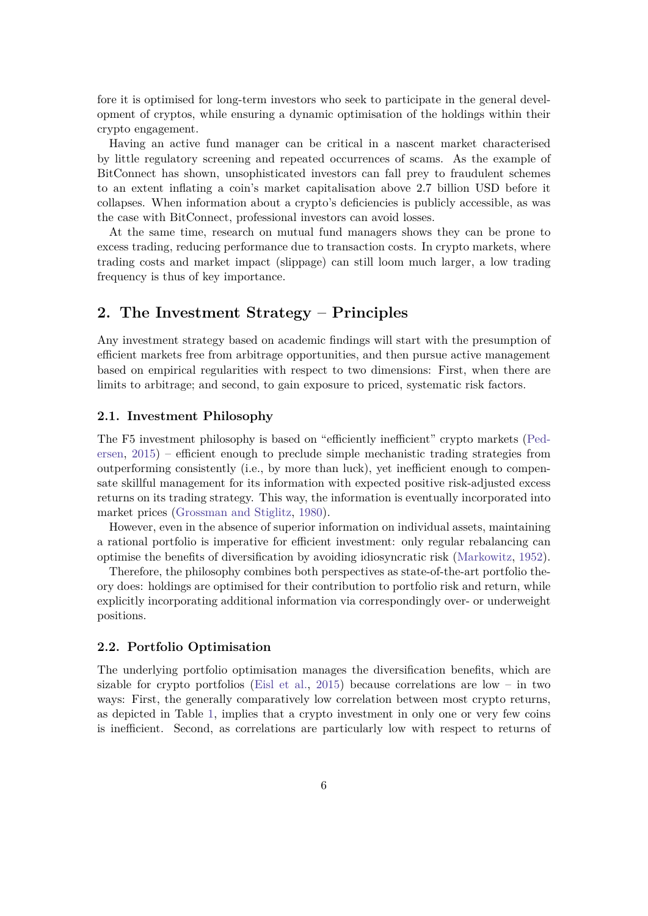fore it is optimised for long-term investors who seek to participate in the general development of cryptos, while ensuring a dynamic optimisation of the holdings within their crypto engagement.

Having an active fund manager can be critical in a nascent market characterised by little regulatory screening and repeated occurrences of scams. As the example of BitConnect has shown, unsophisticated investors can fall prey to fraudulent schemes to an extent inflating a coin's market capitalisation above 2.7 billion USD before it collapses. When information about a crypto's deficiencies is publicly accessible, as was the case with BitConnect, professional investors can avoid losses.

At the same time, research on mutual fund managers shows they can be prone to excess trading, reducing performance due to transaction costs. In crypto markets, where trading costs and market impact (slippage) can still loom much larger, a low trading frequency is thus of key importance.

## 2. The Investment Strategy – Principles

Any investment strategy based on academic findings will start with the presumption of efficient markets free from arbitrage opportunities, and then pursue active management based on empirical regularities with respect to two dimensions: First, when there are limits to arbitrage; and second, to gain exposure to priced, systematic risk factors.

### 2.1. Investment Philosophy

The F5 investment philosophy is based on "efficiently inefficient" crypto markets (Pedersen, 2015) – efficient enough to preclude simple mechanistic trading strategies from outperforming consistently (i.e., by more than luck), yet inefficient enough to compensate skillful management for its information with expected positive risk-adjusted excess returns on its trading strategy. This way, the information is eventually incorporated into market prices (Grossman and Stiglitz, 1980).

However, even in the absence of superior information on individual assets, maintaining a rational portfolio is imperative for efficient investment: only regular rebalancing can optimise the benefits of diversification by avoiding idiosyncratic risk (Markowitz, 1952).

Therefore, the philosophy combines both perspectives as state-of-the-art portfolio theory does: holdings are optimised for their contribution to portfolio risk and return, while explicitly incorporating additional information via correspondingly over- or underweight positions.

### 2.2. Portfolio Optimisation

The underlying portfolio optimisation manages the diversification benefits, which are sizable for crypto portfolios (Eisl et al., 2015) because correlations are low – in two ways: First, the generally comparatively low correlation between most crypto returns, as depicted in Table 1, implies that a crypto investment in only one or very few coins is inefficient. Second, as correlations are particularly low with respect to returns of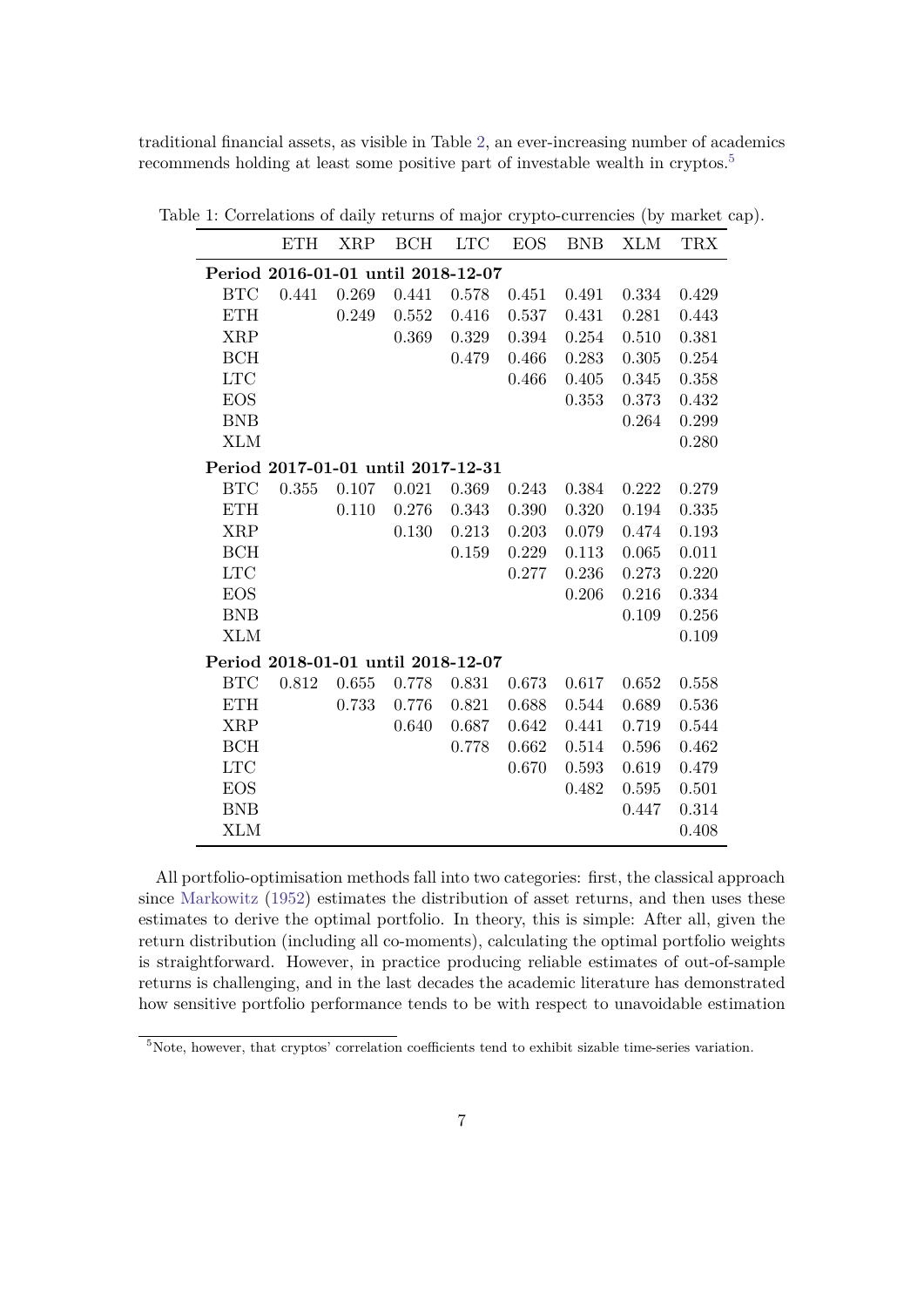traditional financial assets, as visible in Table 2, an ever-increasing number of academics recommends holding at least some positive part of investable wealth in cryptos.[5]

Table 1: Correlations of daily returns of major crypto-currencies (by market cap).

| | ETH | XRP | BCH | LTC | EOS | BNB | XLM | TRX |
|---|---|---|---|---|---|---|---|---|
| **Period 2016-01-01 until 2018-12-07** | | | | | | | | |
| BTC | 0.441 | 0.269 | 0.441 | 0.578 | 0.451 | 0.491 | 0.334 | 0.429 |
| ETH | | 0.249 | 0.552 | 0.416 | 0.537 | 0.431 | 0.281 | 0.443 |
| XRP | | | 0.369 | 0.329 | 0.394 | 0.254 | 0.510 | 0.381 |
| BCH | | | | 0.479 | 0.466 | 0.283 | 0.305 | 0.254 |
| LTC | | | | | 0.466 | 0.405 | 0.345 | 0.358 |
| EOS | | | | | | 0.353 | 0.373 | 0.432 |
| BNB | | | | | | | 0.264 | 0.299 |
| XLM | | | | | | | | 0.280 |
| **Period 2017-01-01 until 2017-12-31** | | | | | | | | |
| BTC | 0.355 | 0.107 | 0.021 | 0.369 | 0.243 | 0.384 | 0.222 | 0.279 |
| ETH | | 0.110 | 0.276 | 0.343 | 0.390 | 0.320 | 0.194 | 0.335 |
| XRP | | | 0.130 | 0.213 | 0.203 | 0.079 | 0.474 | 0.193 |
| BCH | | | | 0.159 | 0.229 | 0.113 | 0.065 | 0.011 |
| LTC | | | | | 0.277 | 0.236 | 0.273 | 0.220 |
| EOS | | | | | | 0.206 | 0.216 | 0.334 |
| BNB | | | | | | | 0.109 | 0.256 |
| XLM | | | | | | | | 0.109 |
| **Period 2018-01-01 until 2018-12-07** | | | | | | | | |
| BTC | 0.812 | 0.655 | 0.778 | 0.831 | 0.673 | 0.617 | 0.652 | 0.558 |
| ETH | | 0.733 | 0.776 | 0.821 | 0.688 | 0.544 | 0.689 | 0.536 |
| XRP | | | 0.640 | 0.687 | 0.642 | 0.441 | 0.719 | 0.544 |
| BCH | | | | 0.778 | 0.662 | 0.514 | 0.596 | 0.462 |
| LTC | | | | | 0.670 | 0.593 | 0.619 | 0.479 |
| EOS | | | | | | 0.482 | 0.595 | 0.501 |
| BNB | | | | | | | 0.447 | 0.314 |
| XLM | | | | | | | | 0.408 |

All portfolio-optimisation methods fall into two categories: first, the classical approach since Markowitz (1952) estimates the distribution of asset returns, and then uses these estimates to derive the optimal portfolio. In theory, this is simple: After all, given the return distribution (including all co-moments), calculating the optimal portfolio weights is straightforward. However, in practice producing reliable estimates of out-of-sample returns is challenging, and in the last decades the academic literature has demonstrated how sensitive portfolio performance tends to be with respect to unavoidable estimation

[5] Note, however, that cryptos' correlation coefficients tend to exhibit sizable time-series variation.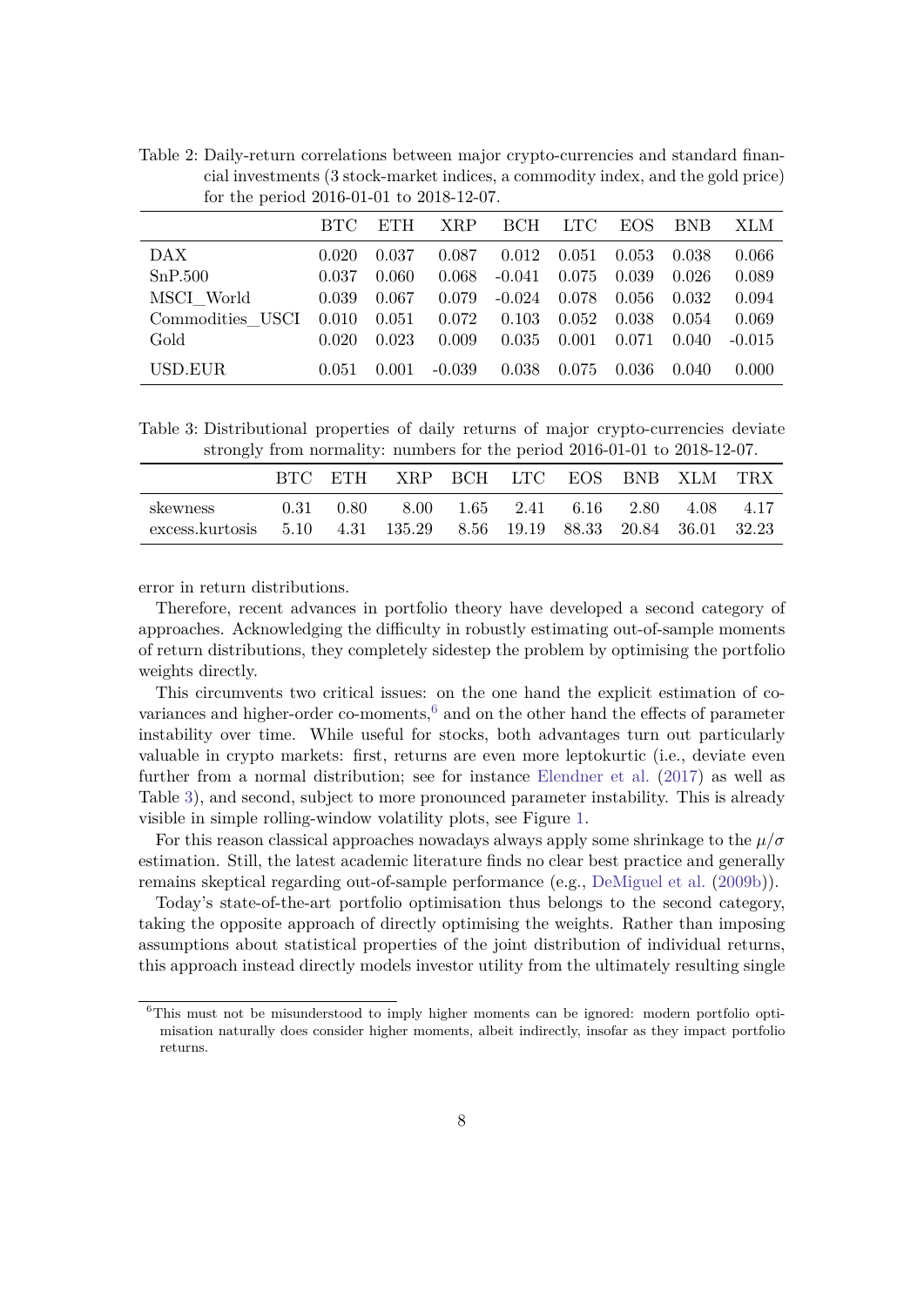Table 2: Daily-return correlations between major crypto-currencies and standard financial investments (3 stock-market indices, a commodity index, and the gold price) for the period 2016-01-01 to 2018-12-07.

| | BTC | ETH | XRP | BCH | LTC | EOS | BNB | XLM |
|---|---|---|---|---|---|---|---|---|
| DAX | 0.020 | 0.037 | 0.087 | 0.012 | 0.051 | 0.053 | 0.038 | 0.066 |
| SnP.500 | 0.037 | 0.060 | 0.068 | -0.041 | 0.075 | 0.039 | 0.026 | 0.089 |
| MSCI_World | 0.039 | 0.067 | 0.079 | -0.024 | 0.078 | 0.056 | 0.032 | 0.094 |
| Commodities_USCI | 0.010 | 0.051 | 0.072 | 0.103 | 0.052 | 0.038 | 0.054 | 0.069 |
| Gold | 0.020 | 0.023 | 0.009 | 0.035 | 0.001 | 0.071 | 0.040 | -0.015 |
| USD.EUR | 0.051 | 0.001 | -0.039 | 0.038 | 0.075 | 0.036 | 0.040 | 0.000 |

Table 3: Distributional properties of daily returns of major crypto-currencies deviate strongly from normality: numbers for the period 2016-01-01 to 2018-12-07.

| | BTC | ETH | XRP | BCH | LTC | EOS | BNB | XLM | TRX |
|---|---|---|---|---|---|---|---|---|---|
| skewness | 0.31 | 0.80 | 8.00 | 1.65 | 2.41 | 6.16 | 2.80 | 4.08 | 4.17 |
| excess.kurtosis | 5.10 | 4.31 | 135.29 | 8.56 | 19.19 | 88.33 | 20.84 | 36.01 | 32.23 |

error in return distributions.

Therefore, recent advances in portfolio theory have developed a second category of approaches. Acknowledging the difficulty in robustly estimating out-of-sample moments of return distributions, they completely sidestep the problem by optimising the portfolio weights directly.

This circumvents two critical issues: on the one hand the explicit estimation of covariances and higher-order co-moments,[6] and on the other hand the effects of parameter instability over time. While useful for stocks, both advantages turn out particularly valuable in crypto markets: first, returns are even more leptokurtic (i.e., deviate even further from a normal distribution; see for instance Elendner et al. (2017) as well as Table 3), and second, subject to more pronounced parameter instability. This is already visible in simple rolling-window volatility plots, see Figure 1.

For this reason classical approaches nowadays always apply some shrinkage to the $\mu/\sigma$ estimation. Still, the latest academic literature finds no clear best practice and generally remains skeptical regarding out-of-sample performance (e.g., DeMiguel et al. (2009b)).

Today's state-of-the-art portfolio optimisation thus belongs to the second category, taking the opposite approach of directly optimising the weights. Rather than imposing assumptions about statistical properties of the joint distribution of individual returns, this approach instead directly models investor utility from the ultimately resulting single

[6] This must not be misunderstood to imply higher moments can be ignored: modern portfolio optimisation naturally does consider higher moments, albeit indirectly, insofar as they impact portfolio returns.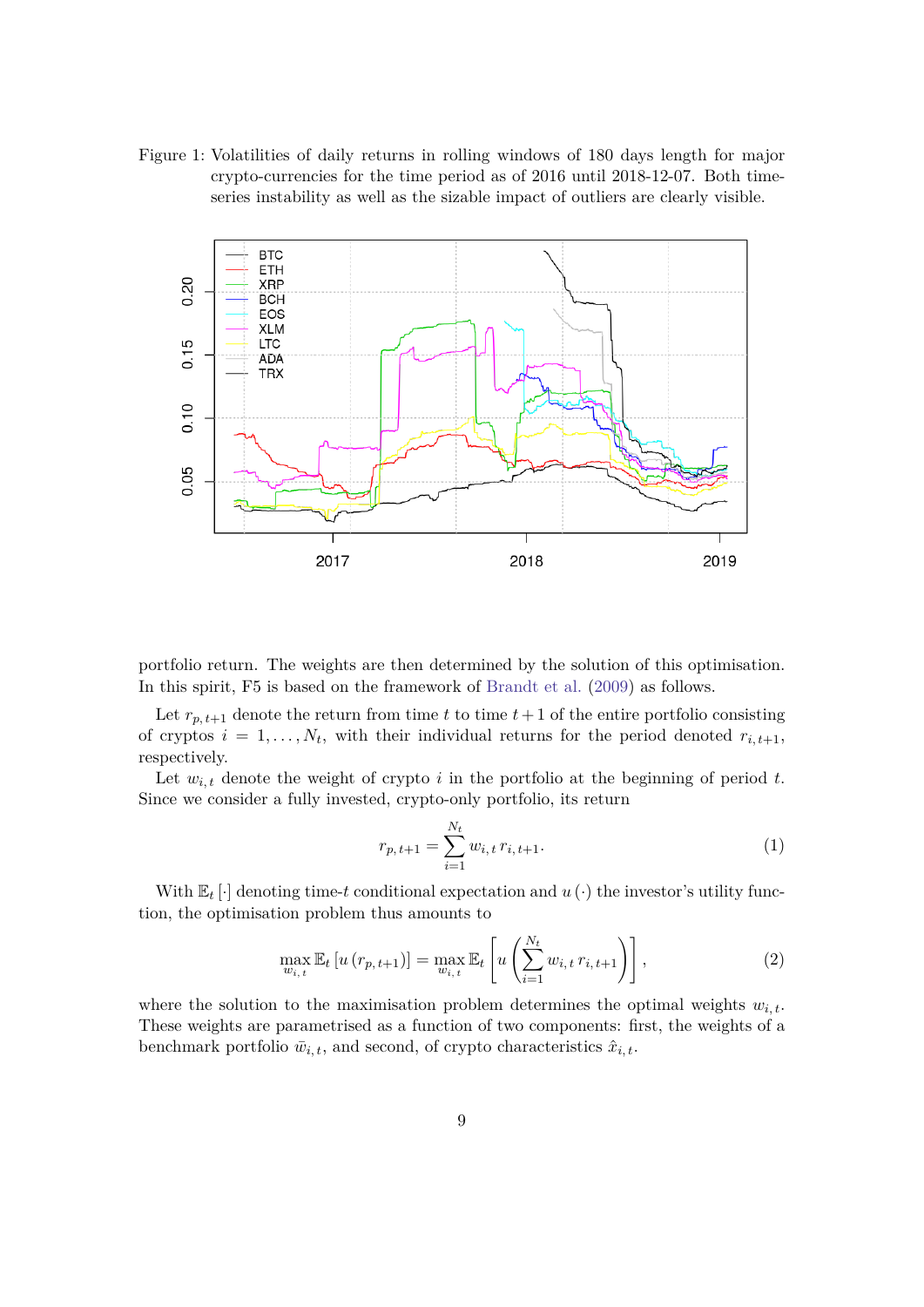Figure 1: Volatilities of daily returns in rolling windows of 180 days length for major crypto-currencies for the time period as of 2016 until 2018-12-07. Both time-series instability as well as the sizable impact of outliers are clearly visible.

portfolio return. The weights are then determined by the solution of this optimisation. In this spirit, F5 is based on the framework of Brandt et al. (2009) as follows.

Let $r_{p,\,t+1}$ denote the return from time $t$ to time $t+1$ of the entire portfolio consisting of cryptos $i = 1, \ldots, N_t$, with their individual returns for the period denoted $r_{i,\,t+1}$, respectively.

Let $w_{i,\,t}$ denote the weight of crypto $i$ in the portfolio at the beginning of period $t$. Since we consider a fully invested, crypto-only portfolio, its return

$$r_{p,\,t+1} = \sum_{i=1}^{N_t} w_{i,\,t}\, r_{i,\,t+1}. \tag{1}$$

With $\mathbb{E}_t\left[\cdot\right]$ denoting time-$t$ conditional expectation and $u\left(\cdot\right)$ the investor's utility function, the optimisation problem thus amounts to

$$\max_{w_{i,\,t}} \mathbb{E}_t\left[u\left(r_{p,\,t+1}\right)\right] = \max_{w_{i,\,t}} \mathbb{E}_t\left[u\left(\sum_{i=1}^{N_t} w_{i,\,t}\, r_{i,\,t+1}\right)\right], \tag{2}$$

where the solution to the maximisation problem determines the optimal weights $w_{i,\,t}$. These weights are parametrised as a function of two components: first, the weights of a benchmark portfolio $\bar{w}_{i,\,t}$, and second, of crypto characteristics $\hat{x}_{i,\,t}$.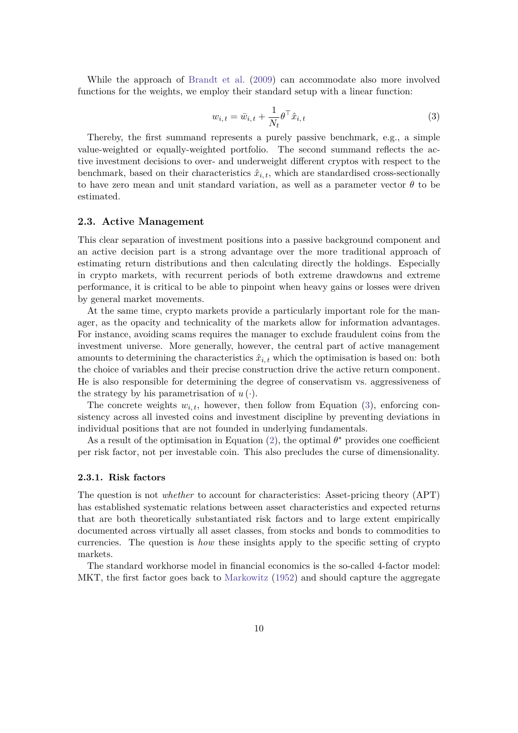While the approach of Brandt et al. (2009) can accommodate also more involved functions for the weights, we employ their standard setup with a linear function:

$$w_{i,t} = \bar{w}_{i,t} + \frac{1}{N_t}\theta^\top \hat{x}_{i,t} \tag{3}$$

Thereby, the first summand represents a purely passive benchmark, e.g., a simple value-weighted or equally-weighted portfolio. The second summand reflects the active investment decisions to over- and underweight different cryptos with respect to the benchmark, based on their characteristics $\hat{x}_{i,t}$, which are standardised cross-sectionally to have zero mean and unit standard variation, as well as a parameter vector $\theta$ to be estimated.

### 2.3. Active Management

This clear separation of investment positions into a passive background component and an active decision part is a strong advantage over the more traditional approach of estimating return distributions and then calculating directly the holdings. Especially in crypto markets, with recurrent periods of both extreme drawdowns and extreme performance, it is critical to be able to pinpoint when heavy gains or losses were driven by general market movements.

At the same time, crypto markets provide a particularly important role for the manager, as the opacity and technicality of the markets allow for information advantages. For instance, avoiding scams requires the manager to exclude fraudulent coins from the investment universe. More generally, however, the central part of active management amounts to determining the characteristics $\hat{x}_{i,t}$ which the optimisation is based on: both the choice of variables and their precise construction drive the active return component. He is also responsible for determining the degree of conservatism vs. aggressiveness of the strategy by his parametrisation of $u(\cdot)$.

The concrete weights $w_{i,t}$, however, then follow from Equation (3), enforcing consistency across all invested coins and investment discipline by preventing deviations in individual positions that are not founded in underlying fundamentals.

As a result of the optimisation in Equation (2), the optimal $\theta^*$ provides one coefficient per risk factor, not per investable coin. This also precludes the curse of dimensionality.

#### 2.3.1. Risk factors

The question is not *whether* to account for characteristics: Asset-pricing theory (APT) has established systematic relations between asset characteristics and expected returns that are both theoretically substantiated risk factors and to large extent empirically documented across virtually all asset classes, from stocks and bonds to commodities to currencies. The question is *how* these insights apply to the specific setting of crypto markets.

The standard workhorse model in financial economics is the so-called 4-factor model: MKT, the first factor goes back to Markowitz (1952) and should capture the aggregate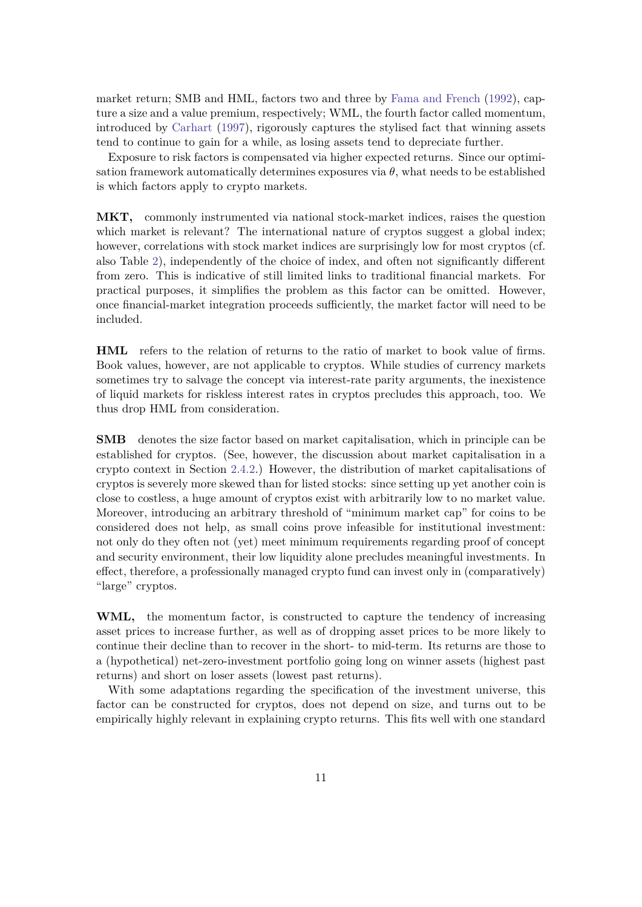market return; SMB and HML, factors two and three by Fama and French (1992), capture a size and a value premium, respectively; WML, the fourth factor called momentum, introduced by Carhart (1997), rigorously captures the stylised fact that winning assets tend to continue to gain for a while, as losing assets tend to depreciate further.

Exposure to risk factors is compensated via higher expected returns. Since our optimisation framework automatically determines exposures via $\theta$, what needs to be established is which factors apply to crypto markets.

**MKT,** commonly instrumented via national stock-market indices, raises the question which market is relevant? The international nature of cryptos suggest a global index; however, correlations with stock market indices are surprisingly low for most cryptos (cf. also Table 2), independently of the choice of index, and often not significantly different from zero. This is indicative of still limited links to traditional financial markets. For practical purposes, it simplifies the problem as this factor can be omitted. However, once financial-market integration proceeds sufficiently, the market factor will need to be included.

**HML** refers to the relation of returns to the ratio of market to book value of firms. Book values, however, are not applicable to cryptos. While studies of currency markets sometimes try to salvage the concept via interest-rate parity arguments, the inexistence of liquid markets for riskless interest rates in cryptos precludes this approach, too. We thus drop HML from consideration.

**SMB** denotes the size factor based on market capitalisation, which in principle can be established for cryptos. (See, however, the discussion about market capitalisation in a crypto context in Section 2.4.2.) However, the distribution of market capitalisations of cryptos is severely more skewed than for listed stocks: since setting up yet another coin is close to costless, a huge amount of cryptos exist with arbitrarily low to no market value. Moreover, introducing an arbitrary threshold of "minimum market cap" for coins to be considered does not help, as small coins prove infeasible for institutional investment: not only do they often not (yet) meet minimum requirements regarding proof of concept and security environment, their low liquidity alone precludes meaningful investments. In effect, therefore, a professionally managed crypto fund can invest only in (comparatively) "large" cryptos.

**WML,** the momentum factor, is constructed to capture the tendency of increasing asset prices to increase further, as well as of dropping asset prices to be more likely to continue their decline than to recover in the short- to mid-term. Its returns are those to a (hypothetical) net-zero-investment portfolio going long on winner assets (highest past returns) and short on loser assets (lowest past returns).

With some adaptations regarding the specification of the investment universe, this factor can be constructed for cryptos, does not depend on size, and turns out to be empirically highly relevant in explaining crypto returns. This fits well with one standard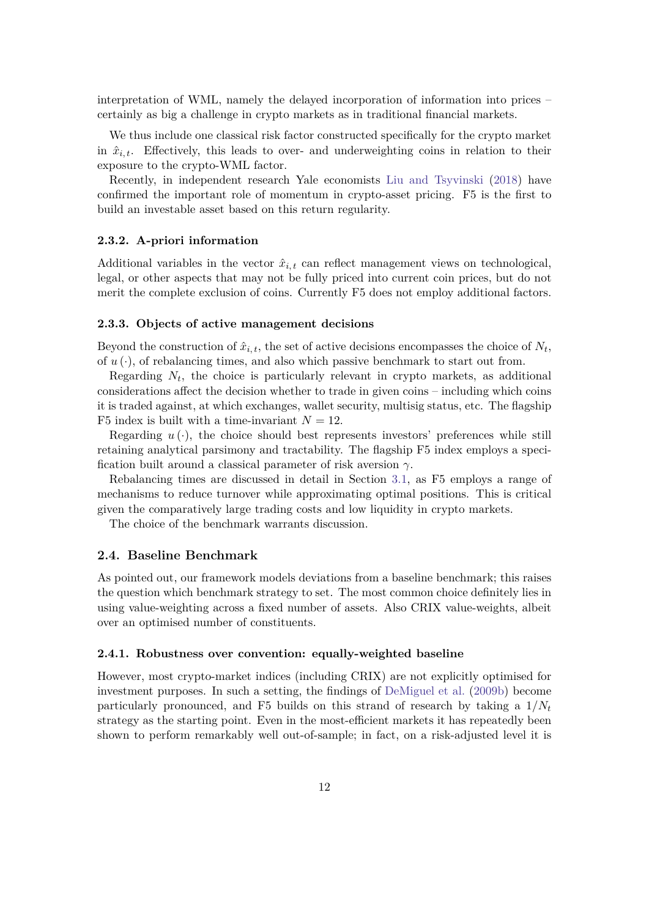interpretation of WML, namely the delayed incorporation of information into prices – certainly as big a challenge in crypto markets as in traditional financial markets.

We thus include one classical risk factor constructed specifically for the crypto market in $\hat{x}_{i,t}$. Effectively, this leads to over- and underweighting coins in relation to their exposure to the crypto-WML factor.

Recently, in independent research Yale economists Liu and Tsyvinski (2018) have confirmed the important role of momentum in crypto-asset pricing. F5 is the first to build an investable asset based on this return regularity.

#### 2.3.2. A-priori information

Additional variables in the vector $\hat{x}_{i,t}$ can reflect management views on technological, legal, or other aspects that may not be fully priced into current coin prices, but do not merit the complete exclusion of coins. Currently F5 does not employ additional factors.

#### 2.3.3. Objects of active management decisions

Beyond the construction of $\hat{x}_{i,t}$, the set of active decisions encompasses the choice of $N_t$, of $u(\cdot)$, of rebalancing times, and also which passive benchmark to start out from.

Regarding $N_t$, the choice is particularly relevant in crypto markets, as additional considerations affect the decision whether to trade in given coins – including which coins it is traded against, at which exchanges, wallet security, multisig status, etc. The flagship F5 index is built with a time-invariant $N = 12$.

Regarding $u(\cdot)$, the choice should best represents investors' preferences while still retaining analytical parsimony and tractability. The flagship F5 index employs a specification built around a classical parameter of risk aversion $\gamma$.

Rebalancing times are discussed in detail in Section 3.1, as F5 employs a range of mechanisms to reduce turnover while approximating optimal positions. This is critical given the comparatively large trading costs and low liquidity in crypto markets.

The choice of the benchmark warrants discussion.

### 2.4. Baseline Benchmark

As pointed out, our framework models deviations from a baseline benchmark; this raises the question which benchmark strategy to set. The most common choice definitely lies in using value-weighting across a fixed number of assets. Also CRIX value-weights, albeit over an optimised number of constituents.

#### 2.4.1. Robustness over convention: equally-weighted baseline

However, most crypto-market indices (including CRIX) are not explicitly optimised for investment purposes. In such a setting, the findings of DeMiguel et al. (2009b) become particularly pronounced, and F5 builds on this strand of research by taking a $1/N_t$ strategy as the starting point. Even in the most-efficient markets it has repeatedly been shown to perform remarkably well out-of-sample; in fact, on a risk-adjusted level it is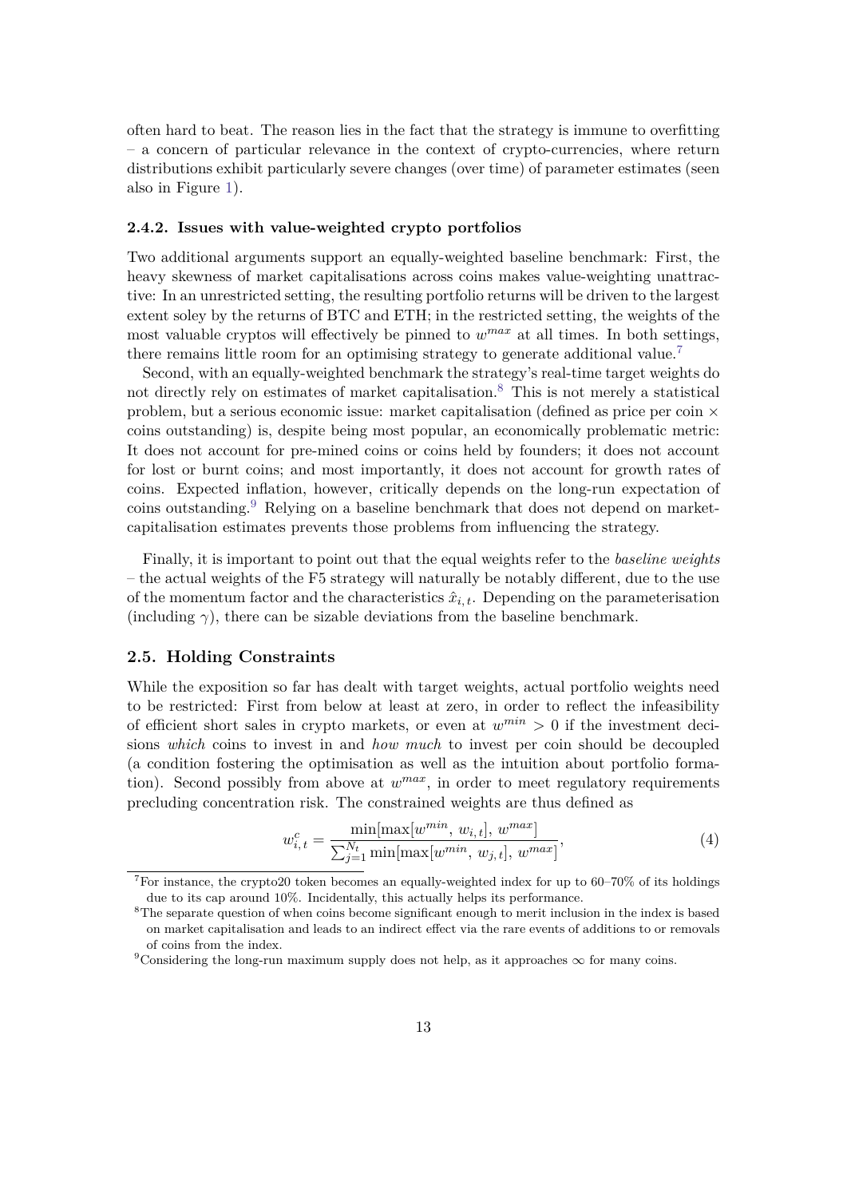often hard to beat. The reason lies in the fact that the strategy is immune to overfitting – a concern of particular relevance in the context of crypto-currencies, where return distributions exhibit particularly severe changes (over time) of parameter estimates (seen also in Figure 1).

#### 2.4.2. Issues with value-weighted crypto portfolios

Two additional arguments support an equally-weighted baseline benchmark: First, the heavy skewness of market capitalisations across coins makes value-weighting unattractive: In an unrestricted setting, the resulting portfolio returns will be driven to the largest extent soley by the returns of BTC and ETH; in the restricted setting, the weights of the most valuable cryptos will effectively be pinned to $w^{max}$ at all times. In both settings, there remains little room for an optimising strategy to generate additional value.[7]

Second, with an equally-weighted benchmark the strategy's real-time target weights do not directly rely on estimates of market capitalisation.[8] This is not merely a statistical problem, but a serious economic issue: market capitalisation (defined as price per coin × coins outstanding) is, despite being most popular, an economically problematic metric: It does not account for pre-mined coins or coins held by founders; it does not account for lost or burnt coins; and most importantly, it does not account for growth rates of coins. Expected inflation, however, critically depends on the long-run expectation of coins outstanding.[9] Relying on a baseline benchmark that does not depend on market-capitalisation estimates prevents those problems from influencing the strategy.

Finally, it is important to point out that the equal weights refer to the *baseline weights* – the actual weights of the F5 strategy will naturally be notably different, due to the use of the momentum factor and the characteristics $\hat{x}_{i,t}$. Depending on the parameterisation (including $\gamma$), there can be sizable deviations from the baseline benchmark.

### 2.5. Holding Constraints

While the exposition so far has dealt with target weights, actual portfolio weights need to be restricted: First from below at least at zero, in order to reflect the infeasibility of efficient short sales in crypto markets, or even at $w^{min} > 0$ if the investment decisions *which* coins to invest in and *how much* to invest per coin should be decoupled (a condition fostering the optimisation as well as the intuition about portfolio formation). Second possibly from above at $w^{max}$, in order to meet regulatory requirements precluding concentration risk. The constrained weights are thus defined as

$$w^c_{i,t} = \frac{\min[\max[w^{min},\, w_{i,t}],\, w^{max}]}{\sum_{j=1}^{N_t} \min[\max[w^{min},\, w_{j,t}],\, w^{max}]}, \tag{4}$$

[7] For instance, the crypto20 token becomes an equally-weighted index for up to 60–70% of its holdings due to its cap around 10%. Incidentally, this actually helps its performance.

[8] The separate question of when coins become significant enough to merit inclusion in the index is based on market capitalisation and leads to an indirect effect via the rare events of additions to or removals of coins from the index.

[9] Considering the long-run maximum supply does not help, as it approaches $\infty$ for many coins.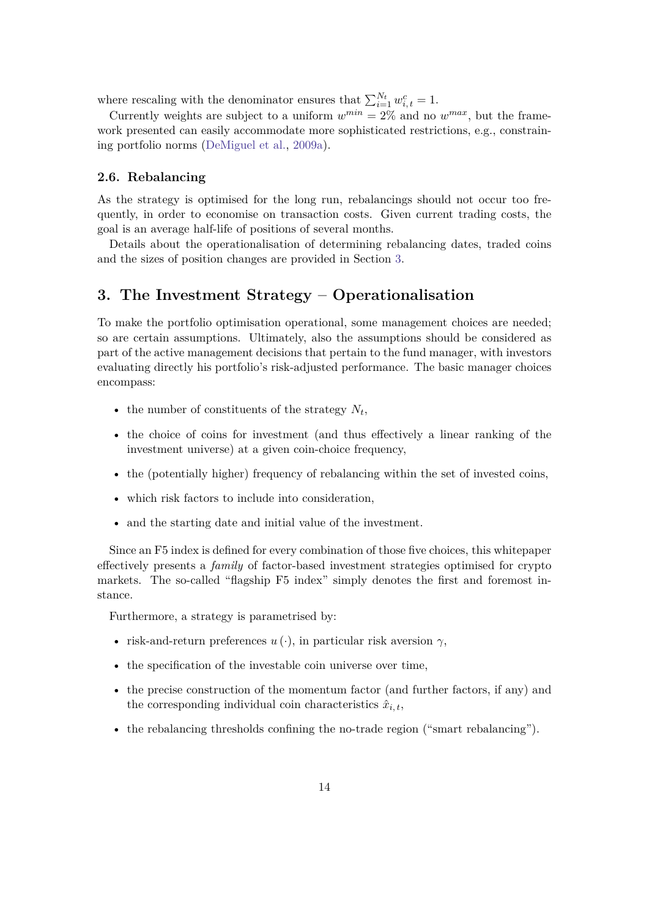where rescaling with the denominator ensures that $\sum_{i=1}^{N_t} w_{i,t}^c = 1$.

Currently weights are subject to a uniform $w^{min} = 2\%$ and no $w^{max}$, but the framework presented can easily accommodate more sophisticated restrictions, e.g., constraining portfolio norms (DeMiguel et al., 2009a).

### 2.6. Rebalancing

As the strategy is optimised for the long run, rebalancings should not occur too frequently, in order to economise on transaction costs. Given current trading costs, the goal is an average half-life of positions of several months.

Details about the operationalisation of determining rebalancing dates, traded coins and the sizes of position changes are provided in Section 3.

## 3. The Investment Strategy – Operationalisation

To make the portfolio optimisation operational, some management choices are needed; so are certain assumptions. Ultimately, also the assumptions should be considered as part of the active management decisions that pertain to the fund manager, with investors evaluating directly his portfolio's risk-adjusted performance. The basic manager choices encompass:

- the number of constituents of the strategy $N_t$,
- the choice of coins for investment (and thus effectively a linear ranking of the investment universe) at a given coin-choice frequency,
- the (potentially higher) frequency of rebalancing within the set of invested coins,
- which risk factors to include into consideration,
- and the starting date and initial value of the investment.

Since an F5 index is defined for every combination of those five choices, this whitepaper effectively presents a *family* of factor-based investment strategies optimised for crypto markets. The so-called "flagship F5 index" simply denotes the first and foremost instance.

Furthermore, a strategy is parametrised by:

- risk-and-return preferences $u(\cdot)$, in particular risk aversion $\gamma$,
- the specification of the investable coin universe over time,
- the precise construction of the momentum factor (and further factors, if any) and the corresponding individual coin characteristics $\hat{x}_{i,t}$,
- the rebalancing thresholds confining the no-trade region ("smart rebalancing").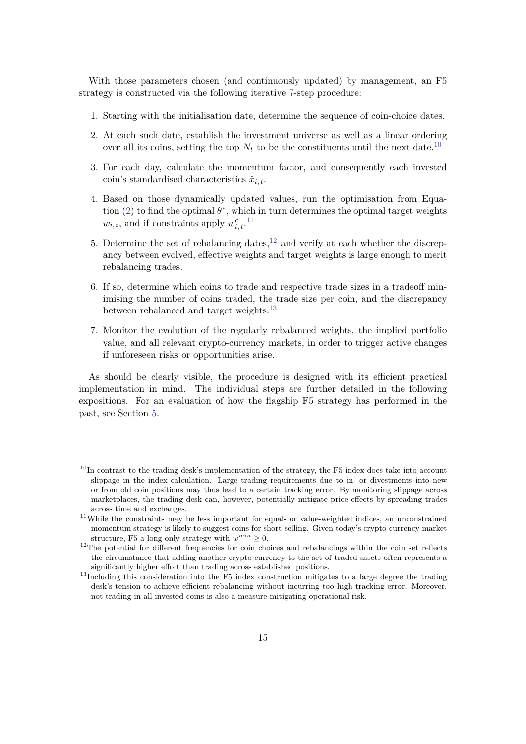With those parameters chosen (and continuously updated) by management, an F5 strategy is constructed via the following iterative 7-step procedure:

1. Starting with the initialisation date, determine the sequence of coin-choice dates.
2. At each such date, establish the investment universe as well as a linear ordering over all its coins, setting the top $N_t$ to be the constituents until the next date.[10]
3. For each day, calculate the momentum factor, and consequently each invested coin's standardised characteristics $\hat{x}_{i,t}$.
4. Based on those dynamically updated values, run the optimisation from Equation (2) to find the optimal $\theta^*$, which in turn determines the optimal target weights $w_{i,t}$, and if constraints apply $w^c_{i,t}$.[11]
5. Determine the set of rebalancing dates,[12] and verify at each whether the discrepancy between evolved, effective weights and target weights is large enough to merit rebalancing trades.
6. If so, determine which coins to trade and respective trade sizes in a tradeoff minimising the number of coins traded, the trade size per coin, and the discrepancy between rebalanced and target weights.[13]
7. Monitor the evolution of the regularly rebalanced weights, the implied portfolio value, and all relevant crypto-currency markets, in order to trigger active changes if unforeseen risks or opportunities arise.

As should be clearly visible, the procedure is designed with its efficient practical implementation in mind. The individual steps are further detailed in the following expositions. For an evaluation of how the flagship F5 strategy has performed in the past, see Section 5.

---

[10] In contrast to the trading desk's implementation of the strategy, the F5 index does take into account slippage in the index calculation. Large trading requirements due to in- or divestments into new or from old coin positions may thus lead to a certain tracking error. By monitoring slippage across marketplaces, the trading desk can, however, potentially mitigate price effects by spreading trades across time and exchanges.

[11] While the constraints may be less important for equal- or value-weighted indices, an unconstrained momentum strategy is likely to suggest coins for short-selling. Given today's crypto-currency market structure, F5 a long-only strategy with $w^{min} \geq 0$.

[12] The potential for different frequencies for coin choices and rebalancings within the coin set reflects the circumstance that adding another crypto-currency to the set of traded assets often represents a significantly higher effort than trading across established positions.

[13] Including this consideration into the F5 index construction mitigates to a large degree the trading desk's tension to achieve efficient rebalancing without incurring too high tracking error. Moreover, not trading in all invested coins is also a measure mitigating operational risk.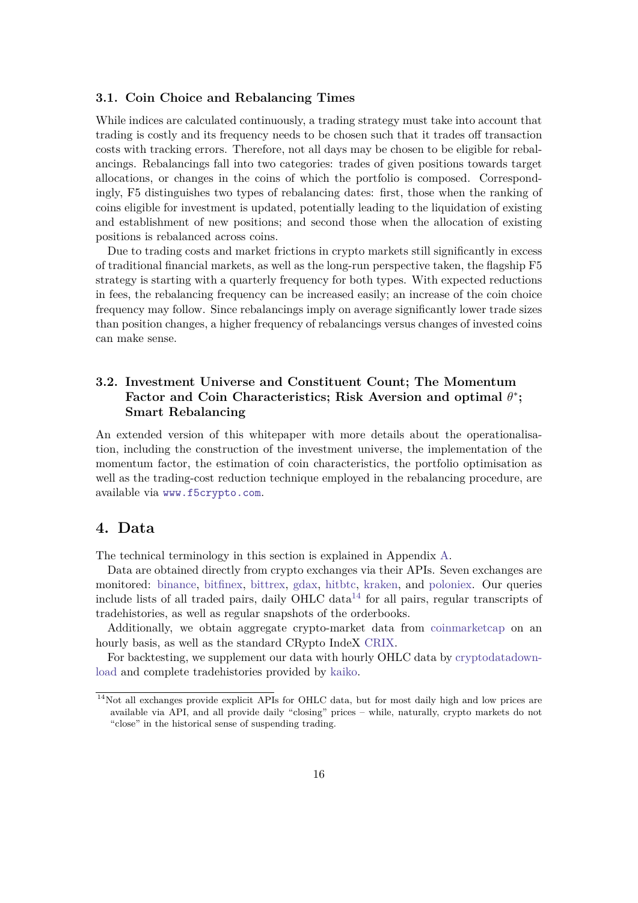### 3.1. Coin Choice and Rebalancing Times

While indices are calculated continuously, a trading strategy must take into account that trading is costly and its frequency needs to be chosen such that it trades off transaction costs with tracking errors. Therefore, not all days may be chosen to be eligible for rebalancings. Rebalancings fall into two categories: trades of given positions towards target allocations, or changes in the coins of which the portfolio is composed. Correspondingly, F5 distinguishes two types of rebalancing dates: first, those when the ranking of coins eligible for investment is updated, potentially leading to the liquidation of existing and establishment of new positions; and second those when the allocation of existing positions is rebalanced across coins.

Due to trading costs and market frictions in crypto markets still significantly in excess of traditional financial markets, as well as the long-run perspective taken, the flagship F5 strategy is starting with a quarterly frequency for both types. With expected reductions in fees, the rebalancing frequency can be increased easily; an increase of the coin choice frequency may follow. Since rebalancings imply on average significantly lower trade sizes than position changes, a higher frequency of rebalancings versus changes of invested coins can make sense.

### 3.2. Investment Universe and Constituent Count; The Momentum Factor and Coin Characteristics; Risk Aversion and optimal $\theta^*$; Smart Rebalancing

An extended version of this whitepaper with more details about the operationalisation, including the construction of the investment universe, the implementation of the momentum factor, the estimation of coin characteristics, the portfolio optimisation as well as the trading-cost reduction technique employed in the rebalancing procedure, are available via www.f5crypto.com.

## 4. Data

The technical terminology in this section is explained in Appendix A.

Data are obtained directly from crypto exchanges via their APIs. Seven exchanges are monitored: binance, bitfinex, bittrex, gdax, hitbtc, kraken, and poloniex. Our queries include lists of all traded pairs, daily OHLC data[14] for all pairs, regular transcripts of tradehistories, as well as regular snapshots of the orderbooks.

Additionally, we obtain aggregate crypto-market data from coinmarketcap on an hourly basis, as well as the standard CRypto IndeX CRIX.

For backtesting, we supplement our data with hourly OHLC data by cryptodatadownload and complete tradehistories provided by kaiko.

[14] Not all exchanges provide explicit APIs for OHLC data, but for most daily high and low prices are available via API, and all provide daily "closing" prices – while, naturally, crypto markets do not "close" in the historical sense of suspending trading.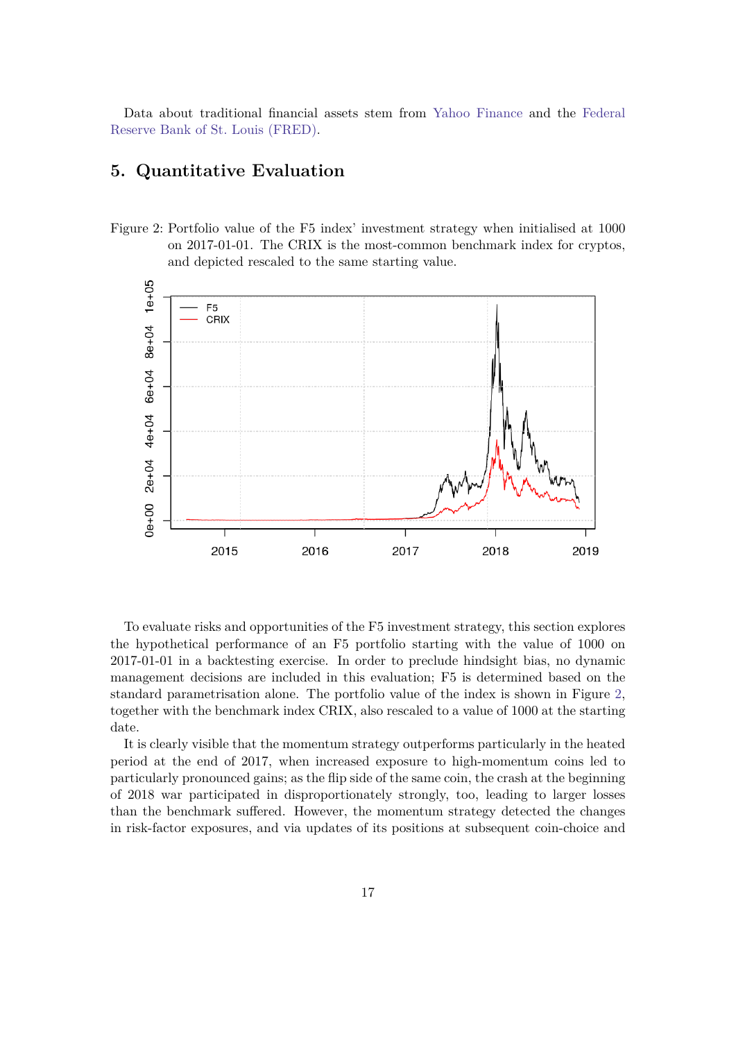Data about traditional financial assets stem from Yahoo Finance and the Federal Reserve Bank of St. Louis (FRED).

## 5. Quantitative Evaluation

Figure 2: Portfolio value of the F5 index' investment strategy when initialised at 1000 on 2017-01-01. The CRIX is the most-common benchmark index for cryptos, and depicted rescaled to the same starting value.

To evaluate risks and opportunities of the F5 investment strategy, this section explores the hypothetical performance of an F5 portfolio starting with the value of 1000 on 2017-01-01 in a backtesting exercise. In order to preclude hindsight bias, no dynamic management decisions are included in this evaluation; F5 is determined based on the standard parametrisation alone. The portfolio value of the index is shown in Figure 2, together with the benchmark index CRIX, also rescaled to a value of 1000 at the starting date.

It is clearly visible that the momentum strategy outperforms particularly in the heated period at the end of 2017, when increased exposure to high-momentum coins led to particularly pronounced gains; as the flip side of the same coin, the crash at the beginning of 2018 war participated in disproportionately strongly, too, leading to larger losses than the benchmark suffered. However, the momentum strategy detected the changes in risk-factor exposures, and via updates of its positions at subsequent coin-choice and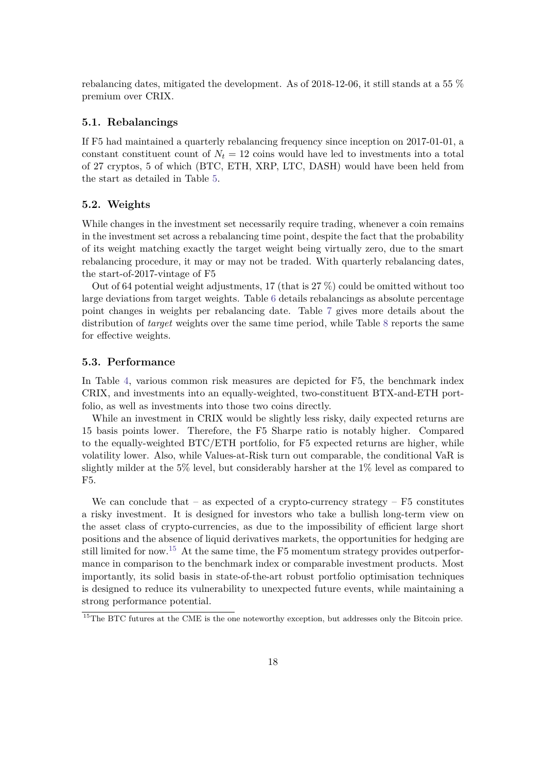rebalancing dates, mitigated the development. As of 2018-12-06, it still stands at a 55 % premium over CRIX.

### 5.1. Rebalancings

If F5 had maintained a quarterly rebalancing frequency since inception on 2017-01-01, a constant constituent count of $N_t = 12$ coins would have led to investments into a total of 27 cryptos, 5 of which (BTC, ETH, XRP, LTC, DASH) would have been held from the start as detailed in Table 5.

### 5.2. Weights

While changes in the investment set necessarily require trading, whenever a coin remains in the investment set across a rebalancing time point, despite the fact that the probability of its weight matching exactly the target weight being virtually zero, due to the smart rebalancing procedure, it may or may not be traded. With quarterly rebalancing dates, the start-of-2017-vintage of F5

Out of 64 potential weight adjustments, 17 (that is 27 %) could be omitted without too large deviations from target weights. Table 6 details rebalancings as absolute percentage point changes in weights per rebalancing date. Table 7 gives more details about the distribution of *target* weights over the same time period, while Table 8 reports the same for effective weights.

### 5.3. Performance

In Table 4, various common risk measures are depicted for F5, the benchmark index CRIX, and investments into an equally-weighted, two-constituent BTX-and-ETH portfolio, as well as investments into those two coins directly.

While an investment in CRIX would be slightly less risky, daily expected returns are 15 basis points lower. Therefore, the F5 Sharpe ratio is notably higher. Compared to the equally-weighted BTC/ETH portfolio, for F5 expected returns are higher, while volatility lower. Also, while Values-at-Risk turn out comparable, the conditional VaR is slightly milder at the 5% level, but considerably harsher at the 1% level as compared to F5.

We can conclude that – as expected of a crypto-currency strategy – F5 constitutes a risky investment. It is designed for investors who take a bullish long-term view on the asset class of crypto-currencies, as due to the impossibility of efficient large short positions and the absence of liquid derivatives markets, the opportunities for hedging are still limited for now.[15] At the same time, the F5 momentum strategy provides outperformance in comparison to the benchmark index or comparable investment products. Most importantly, its solid basis in state-of-the-art robust portfolio optimisation techniques is designed to reduce its vulnerability to unexpected future events, while maintaining a strong performance potential.

[15] The BTC futures at the CME is the one noteworthy exception, but addresses only the Bitcoin price.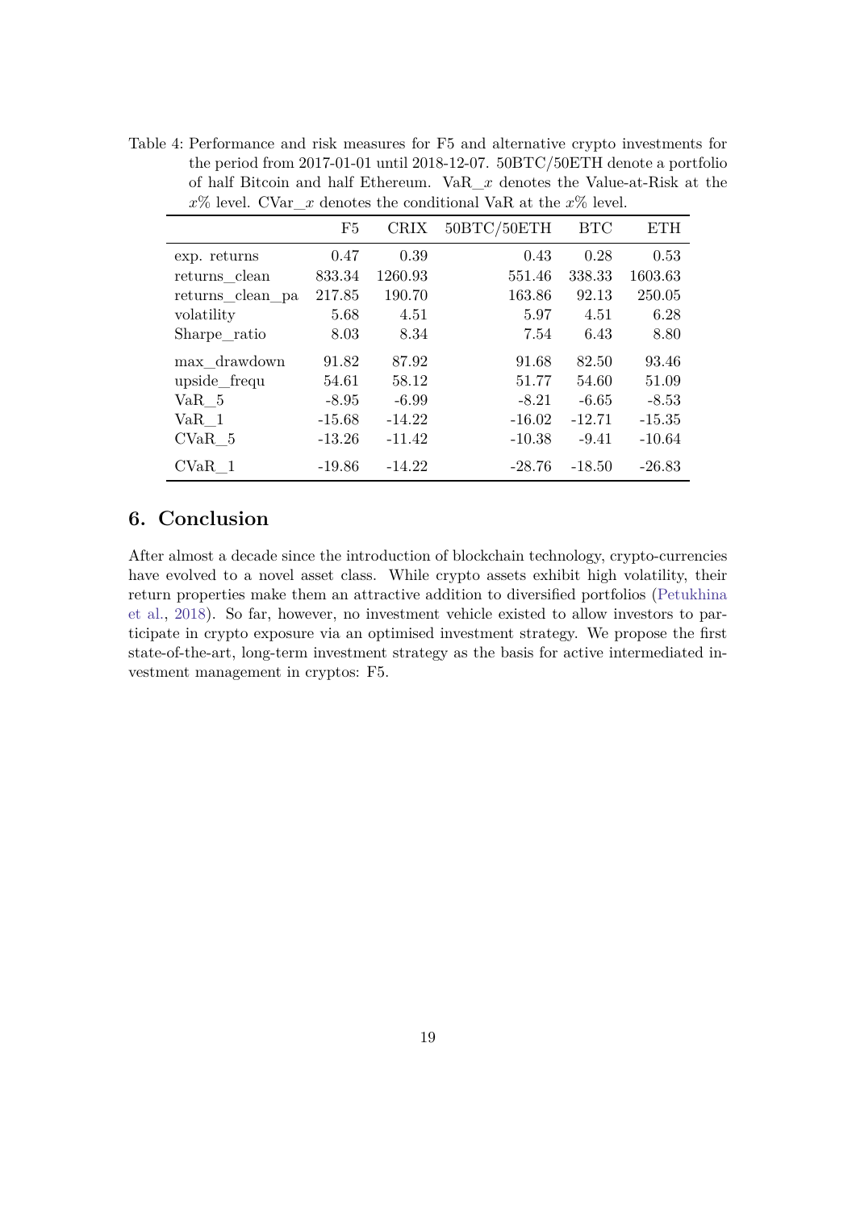Table 4: Performance and risk measures for F5 and alternative crypto investments for the period from 2017-01-01 until 2018-12-07. 50BTC/50ETH denote a portfolio of half Bitcoin and half Ethereum. VaR_$x$ denotes the Value-at-Risk at the $x$% level. CVar_$x$ denotes the conditional VaR at the $x$% level.

| | F5 | CRIX | 50BTC/50ETH | BTC | ETH |
|---|---|---|---|---|---|
| exp. returns | 0.47 | 0.39 | 0.43 | 0.28 | 0.53 |
| returns_clean | 833.34 | 1260.93 | 551.46 | 338.33 | 1603.63 |
| returns_clean_pa | 217.85 | 190.70 | 163.86 | 92.13 | 250.05 |
| volatility | 5.68 | 4.51 | 5.97 | 4.51 | 6.28 |
| Sharpe_ratio | 8.03 | 8.34 | 7.54 | 6.43 | 8.80 |
| max_drawdown | 91.82 | 87.92 | 91.68 | 82.50 | 93.46 |
| upside_frequ | 54.61 | 58.12 | 51.77 | 54.60 | 51.09 |
| VaR_5 | -8.95 | -6.99 | -8.21 | -6.65 | -8.53 |
| VaR_1 | -15.68 | -14.22 | -16.02 | -12.71 | -15.35 |
| CVaR_5 | -13.26 | -11.42 | -10.38 | -9.41 | -10.64 |
| CVaR_1 | -19.86 | -14.22 | -28.76 | -18.50 | -26.83 |

## 6. Conclusion

After almost a decade since the introduction of blockchain technology, crypto-currencies have evolved to a novel asset class. While crypto assets exhibit high volatility, their return properties make them an attractive addition to diversified portfolios (Petukhina et al., 2018). So far, however, no investment vehicle existed to allow investors to participate in crypto exposure via an optimised investment strategy. We propose the first state-of-the-art, long-term investment strategy as the basis for active intermediated investment management in cryptos: F5.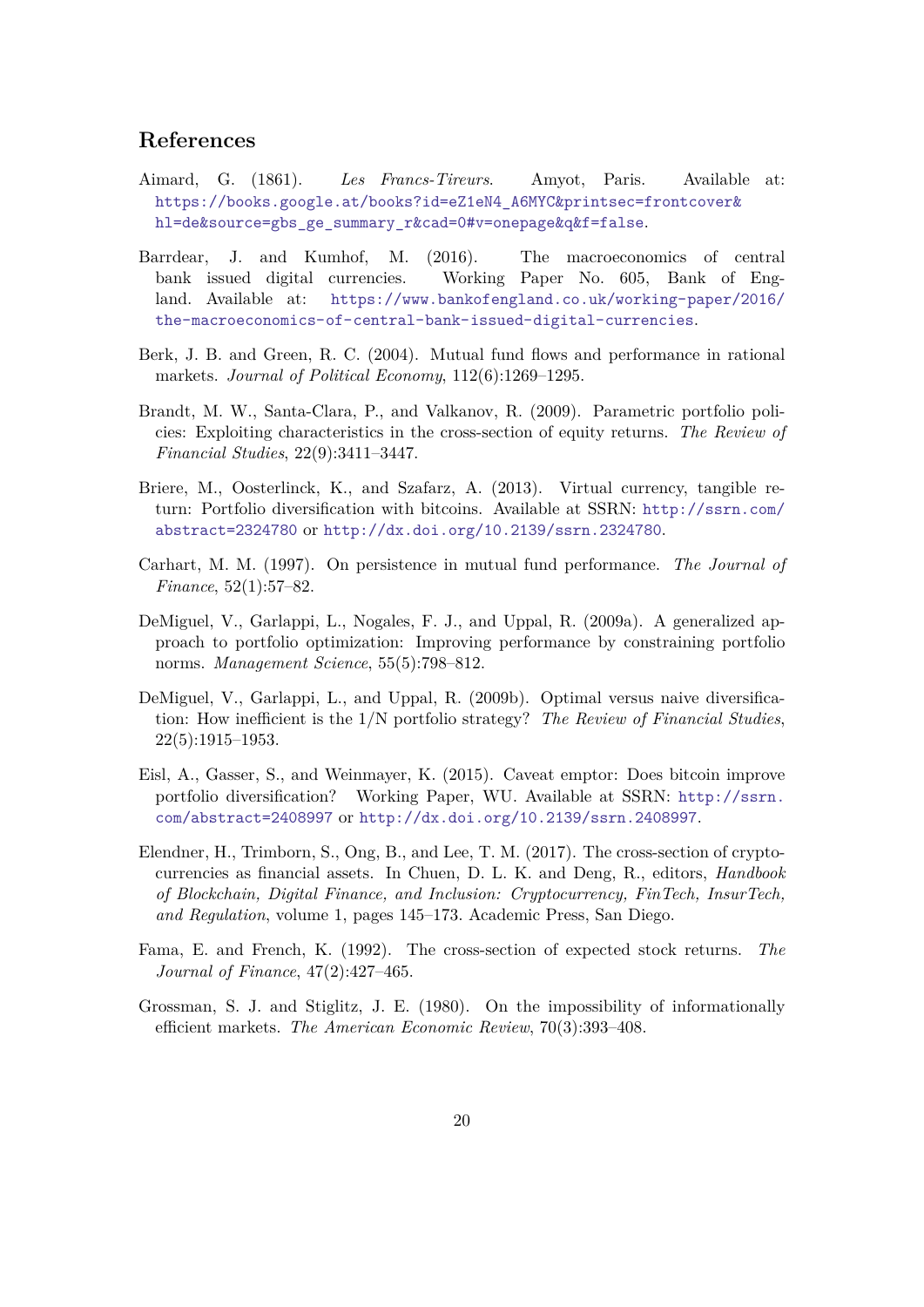## References

Aimard, G. (1861). *Les Francs-Tireurs*. Amyot, Paris. Available at: https://books.google.at/books?id=eZ1eN4_A6MYC&printsec=frontcover&hl=de&source=gbs_ge_summary_r&cad=0#v=onepage&q&f=false.

Barrdear, J. and Kumhof, M. (2016). The macroeconomics of central bank issued digital currencies. Working Paper No. 605, Bank of England. Available at: https://www.bankofengland.co.uk/working-paper/2016/the-macroeconomics-of-central-bank-issued-digital-currencies.

Berk, J. B. and Green, R. C. (2004). Mutual fund flows and performance in rational markets. *Journal of Political Economy*, 112(6):1269–1295.

Brandt, M. W., Santa-Clara, P., and Valkanov, R. (2009). Parametric portfolio policies: Exploiting characteristics in the cross-section of equity returns. *The Review of Financial Studies*, 22(9):3411–3447.

Briere, M., Oosterlinck, K., and Szafarz, A. (2013). Virtual currency, tangible return: Portfolio diversification with bitcoins. Available at SSRN: http://ssrn.com/abstract=2324780 or http://dx.doi.org/10.2139/ssrn.2324780.

Carhart, M. M. (1997). On persistence in mutual fund performance. *The Journal of Finance*, 52(1):57–82.

DeMiguel, V., Garlappi, L., Nogales, F. J., and Uppal, R. (2009a). A generalized approach to portfolio optimization: Improving performance by constraining portfolio norms. *Management Science*, 55(5):798–812.

DeMiguel, V., Garlappi, L., and Uppal, R. (2009b). Optimal versus naive diversification: How inefficient is the 1/N portfolio strategy? *The Review of Financial Studies*, 22(5):1915–1953.

Eisl, A., Gasser, S., and Weinmayer, K. (2015). Caveat emptor: Does bitcoin improve portfolio diversification? Working Paper, WU. Available at SSRN: http://ssrn.com/abstract=2408997 or http://dx.doi.org/10.2139/ssrn.2408997.

Elendner, H., Trimborn, S., Ong, B., and Lee, T. M. (2017). The cross-section of crypto-currencies as financial assets. In Chuen, D. L. K. and Deng, R., editors, *Handbook of Blockchain, Digital Finance, and Inclusion: Cryptocurrency, FinTech, InsurTech, and Regulation*, volume 1, pages 145–173. Academic Press, San Diego.

Fama, E. and French, K. (1992). The cross-section of expected stock returns. *The Journal of Finance*, 47(2):427–465.

Grossman, S. J. and Stiglitz, J. E. (1980). On the impossibility of informationally efficient markets. *The American Economic Review*, 70(3):393–408.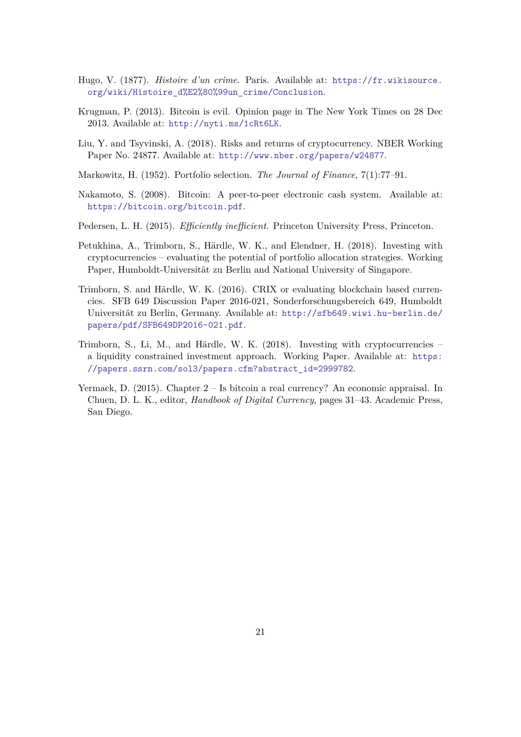Hugo, V. (1877). *Histoire d'un crime*. Paris. Available at: https://fr.wikisource.org/wiki/Histoire_d%E2%80%99un_crime/Conclusion.

Krugman, P. (2013). Bitcoin is evil. Opinion page in The New York Times on 28 Dec 2013. Available at: http://nyti.ms/1cRt6LK.

Liu, Y. and Tsyvinski, A. (2018). Risks and returns of cryptocurrency. NBER Working Paper No. 24877. Available at: http://www.nber.org/papers/w24877.

Markowitz, H. (1952). Portfolio selection. *The Journal of Finance*, 7(1):77–91.

Nakamoto, S. (2008). Bitcoin: A peer-to-peer electronic cash system. Available at: https://bitcoin.org/bitcoin.pdf.

Pedersen, L. H. (2015). *Efficiently inefficient*. Princeton University Press, Princeton.

Petukhina, A., Trimborn, S., Härdle, W. K., and Elendner, H. (2018). Investing with cryptocurrencies – evaluating the potential of portfolio allocation strategies. Working Paper, Humboldt-Universität zu Berlin and National University of Singapore.

Trimborn, S. and Härdle, W. K. (2016). CRIX or evaluating blockchain based currencies. SFB 649 Discussion Paper 2016-021, Sonderforschungsbereich 649, Humboldt Universität zu Berlin, Germany. Available at: http://sfb649.wiwi.hu-berlin.de/papers/pdf/SFB649DP2016-021.pdf.

Trimborn, S., Li, M., and Härdle, W. K. (2018). Investing with cryptocurrencies – a liquidity constrained investment approach. Working Paper. Available at: https://papers.ssrn.com/sol3/papers.cfm?abstract_id=2999782.

Yermack, D. (2015). Chapter 2 – Is bitcoin a real currency? An economic appraisal. In Chuen, D. L. K., editor, *Handbook of Digital Currency*, pages 31–43. Academic Press, San Diego.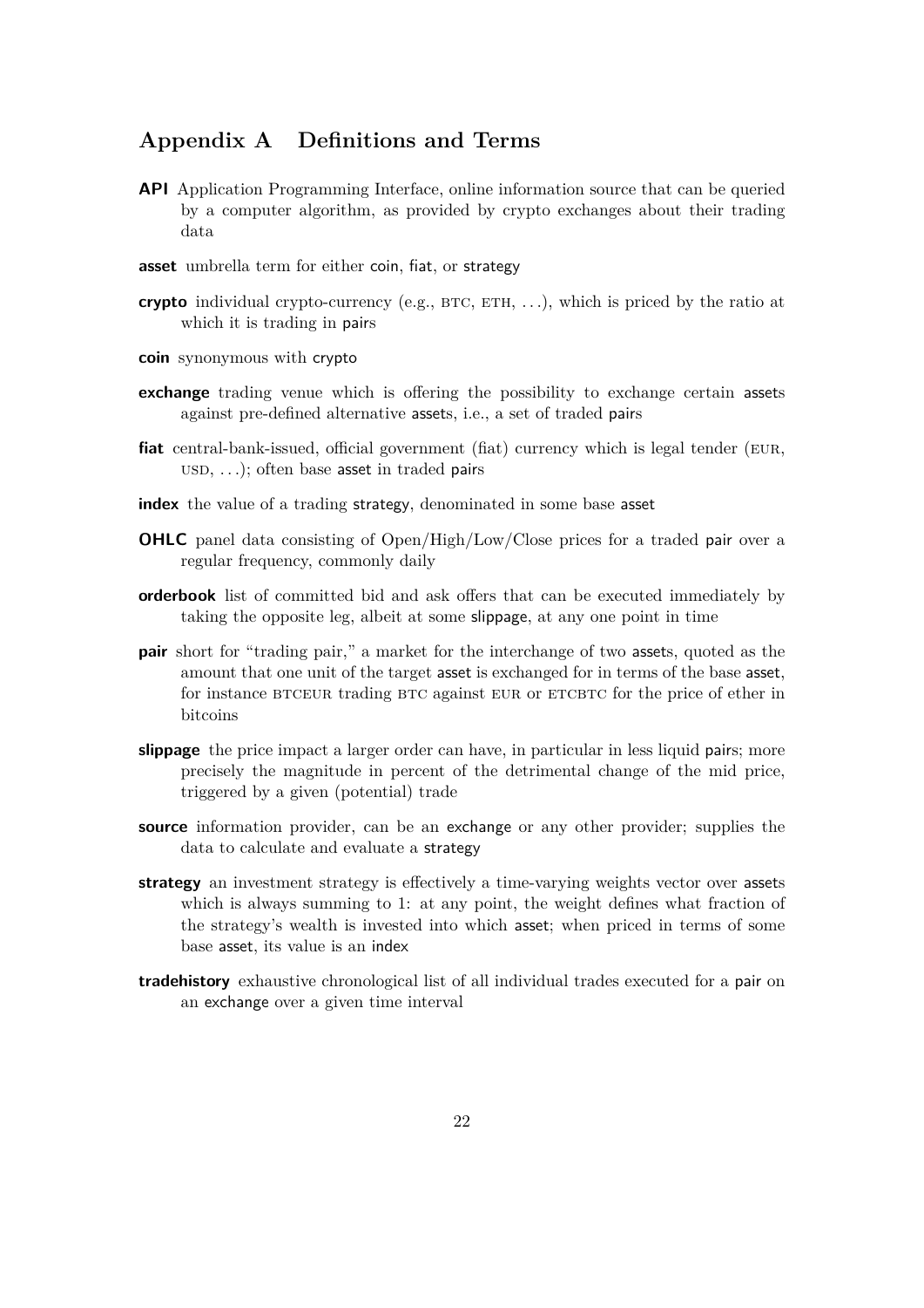## Appendix A Definitions and Terms

**API** Application Programming Interface, online information source that can be queried by a computer algorithm, as provided by crypto exchanges about their trading data

**asset** umbrella term for either coin, fiat, or strategy

**crypto** individual crypto-currency (e.g., BTC, ETH, ...), which is priced by the ratio at which it is trading in pairs

**coin** synonymous with crypto

**exchange** trading venue which is offering the possibility to exchange certain assets against pre-defined alternative assets, i.e., a set of traded pairs

**fiat** central-bank-issued, official government (fiat) currency which is legal tender (EUR, USD, ...); often base asset in traded pairs

**index** the value of a trading strategy, denominated in some base asset

**OHLC** panel data consisting of Open/High/Low/Close prices for a traded pair over a regular frequency, commonly daily

**orderbook** list of committed bid and ask offers that can be executed immediately by taking the opposite leg, albeit at some slippage, at any one point in time

**pair** short for "trading pair," a market for the interchange of two assets, quoted as the amount that one unit of the target asset is exchanged for in terms of the base asset, for instance BTCEUR trading BTC against EUR or ETCBTC for the price of ether in bitcoins

**slippage** the price impact a larger order can have, in particular in less liquid pairs; more precisely the magnitude in percent of the detrimental change of the mid price, triggered by a given (potential) trade

**source** information provider, can be an exchange or any other provider; supplies the data to calculate and evaluate a strategy

**strategy** an investment strategy is effectively a time-varying weights vector over assets which is always summing to 1: at any point, the weight defines what fraction of the strategy's wealth is invested into which asset; when priced in terms of some base asset, its value is an index

**tradehistory** exhaustive chronological list of all individual trades executed for a pair on an exchange over a given time interval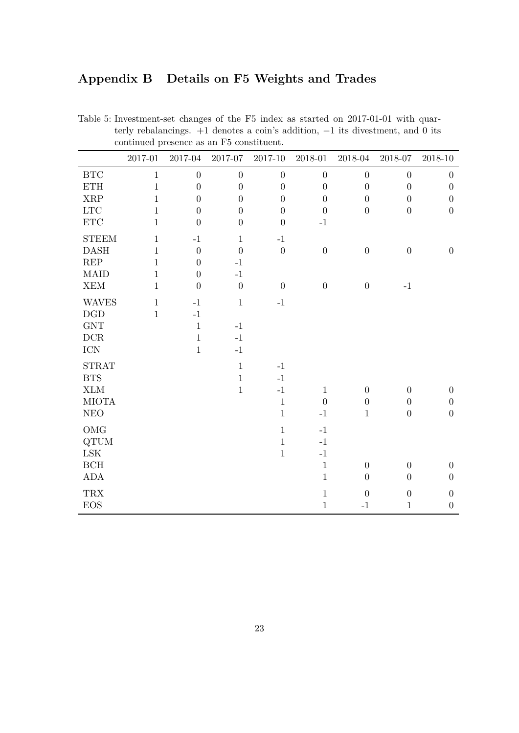# Appendix B Details on F5 Weights and Trades

Table 5: Investment-set changes of the F5 index as started on 2017-01-01 with quarterly rebalancings. +1 denotes a coin's addition, −1 its divestment, and 0 its continued presence as an F5 constituent.

| | 2017-01 | 2017-04 | 2017-07 | 2017-10 | 2018-01 | 2018-04 | 2018-07 | 2018-10 |
|---|---|---|---|---|---|---|---|---|
| BTC | 1 | 0 | 0 | 0 | 0 | 0 | 0 | 0 |
| ETH | 1 | 0 | 0 | 0 | 0 | 0 | 0 | 0 |
| XRP | 1 | 0 | 0 | 0 | 0 | 0 | 0 | 0 |
| LTC | 1 | 0 | 0 | 0 | 0 | 0 | 0 | 0 |
| ETC | 1 | 0 | 0 | 0 | -1 | | | |
| STEEM | 1 | -1 | 1 | -1 | | | | |
| DASH | 1 | 0 | 0 | 0 | 0 | 0 | 0 | 0 |
| REP | 1 | 0 | -1 | | | | | |
| MAID | 1 | 0 | -1 | | | | | |
| XEM | 1 | 0 | 0 | 0 | 0 | 0 | -1 | |
| WAVES | 1 | -1 | 1 | -1 | | | | |
| DGD | 1 | -1 | | | | | | |
| GNT | | 1 | -1 | | | | | |
| DCR | | 1 | -1 | | | | | |
| ICN | | 1 | -1 | | | | | |
| STRAT | | | 1 | -1 | | | | |
| BTS | | | 1 | -1 | | | | |
| XLM | | | 1 | -1 | 1 | 0 | 0 | 0 |
| MIOTA | | | | 1 | 0 | 0 | 0 | 0 |
| NEO | | | | 1 | -1 | 1 | 0 | 0 |
| OMG | | | | 1 | -1 | | | |
| QTUM | | | | 1 | -1 | | | |
| LSK | | | | 1 | -1 | | | |
| BCH | | | | | 1 | 0 | 0 | 0 |
| ADA | | | | | 1 | 0 | 0 | 0 |
| TRX | | | | | 1 | 0 | 0 | 0 |
| EOS | | | | | 1 | -1 | 1 | 0 |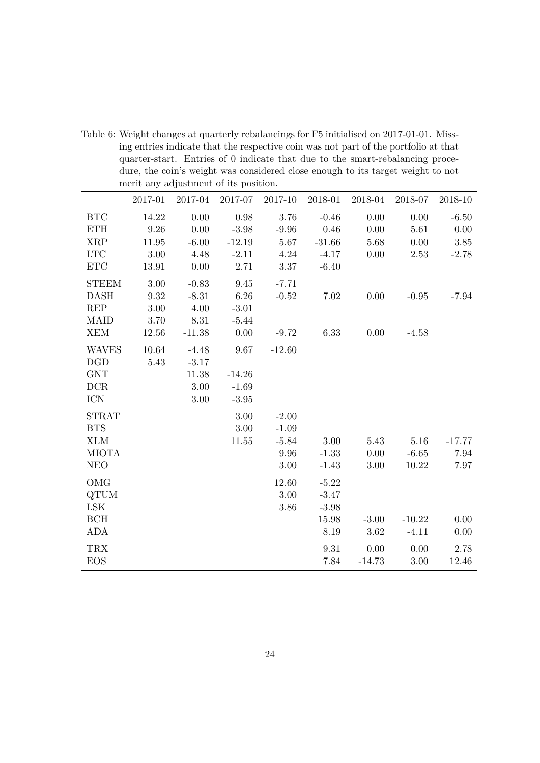Table 6: Weight changes at quarterly rebalancings for F5 initialised on 2017-01-01. Missing entries indicate that the respective coin was not part of the portfolio at that quarter-start. Entries of 0 indicate that due to the smart-rebalancing procedure, the coin's weight was considered close enough to its target weight to not merit any adjustment of its position.

| | 2017-01 | 2017-04 | 2017-07 | 2017-10 | 2018-01 | 2018-04 | 2018-07 | 2018-10 |
|---|---|---|---|---|---|---|---|---|
| BTC | 14.22 | 0.00 | 0.98 | 3.76 | -0.46 | 0.00 | 0.00 | -6.50 |
| ETH | 9.26 | 0.00 | -3.98 | -9.96 | 0.46 | 0.00 | 5.61 | 0.00 |
| XRP | 11.95 | -6.00 | -12.19 | 5.67 | -31.66 | 5.68 | 0.00 | 3.85 |
| LTC | 3.00 | 4.48 | -2.11 | 4.24 | -4.17 | 0.00 | 2.53 | -2.78 |
| ETC | 13.91 | 0.00 | 2.71 | 3.37 | -6.40 | | | |
| STEEM | 3.00 | -0.83 | 9.45 | -7.71 | | | | |
| DASH | 9.32 | -8.31 | 6.26 | -0.52 | 7.02 | 0.00 | -0.95 | -7.94 |
| REP | 3.00 | 4.00 | -3.01 | | | | | |
| MAID | 3.70 | 8.31 | -5.44 | | | | | |
| XEM | 12.56 | -11.38 | 0.00 | -9.72 | 6.33 | 0.00 | -4.58 | |
| WAVES | 10.64 | -4.48 | 9.67 | -12.60 | | | | |
| DGD | 5.43 | -3.17 | | | | | | |
| GNT | | 11.38 | -14.26 | | | | | |
| DCR | | 3.00 | -1.69 | | | | | |
| ICN | | 3.00 | -3.95 | | | | | |
| STRAT | | | 3.00 | -2.00 | | | | |
| BTS | | | 3.00 | -1.09 | | | | |
| XLM | | | 11.55 | -5.84 | 3.00 | 5.43 | 5.16 | -17.77 |
| MIOTA | | | | 9.96 | -1.33 | 0.00 | -6.65 | 7.94 |
| NEO | | | | 3.00 | -1.43 | 3.00 | 10.22 | 7.97 |
| OMG | | | | 12.60 | -5.22 | | | |
| QTUM | | | | 3.00 | -3.47 | | | |
| LSK | | | | 3.86 | -3.98 | | | |
| BCH | | | | | 15.98 | -3.00 | -10.22 | 0.00 |
| ADA | | | | | 8.19 | 3.62 | -4.11 | 0.00 |
| TRX | | | | | 9.31 | 0.00 | 0.00 | 2.78 |
| EOS | | | | | 7.84 | -14.73 | 3.00 | 12.46 |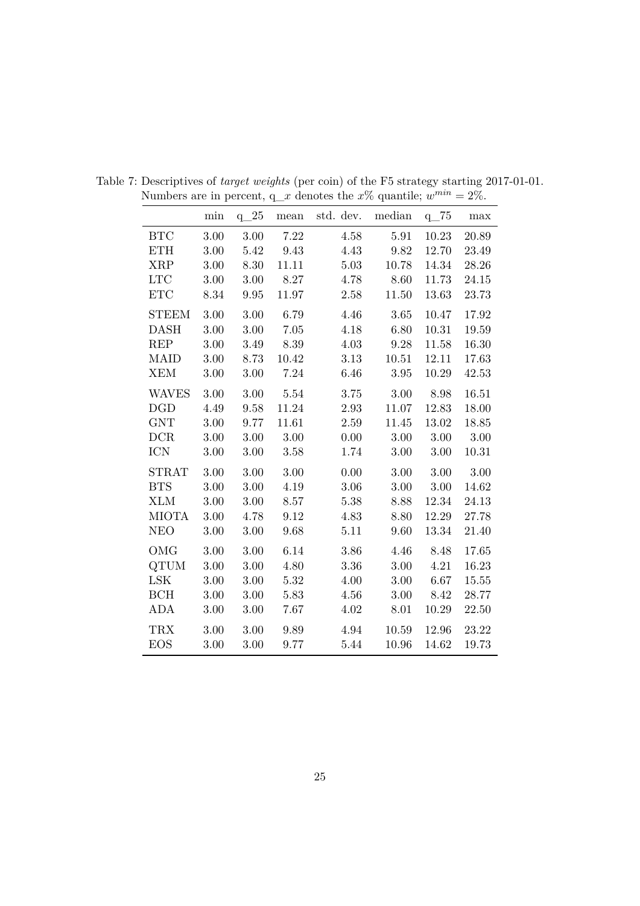Table 7: Descriptives of *target weights* (per coin) of the F5 strategy starting 2017-01-01. Numbers are in percent, q_$x$ denotes the $x$% quantile; $w^{min} = 2\%$.

| | min | q_25 | mean | std. dev. | median | q_75 | max |
|---|---|---|---|---|---|---|---|
| BTC | 3.00 | 3.00 | 7.22 | 4.58 | 5.91 | 10.23 | 20.89 |
| ETH | 3.00 | 5.42 | 9.43 | 4.43 | 9.82 | 12.70 | 23.49 |
| XRP | 3.00 | 8.30 | 11.11 | 5.03 | 10.78 | 14.34 | 28.26 |
| LTC | 3.00 | 3.00 | 8.27 | 4.78 | 8.60 | 11.73 | 24.15 |
| ETC | 8.34 | 9.95 | 11.97 | 2.58 | 11.50 | 13.63 | 23.73 |
| STEEM | 3.00 | 3.00 | 6.79 | 4.46 | 3.65 | 10.47 | 17.92 |
| DASH | 3.00 | 3.00 | 7.05 | 4.18 | 6.80 | 10.31 | 19.59 |
| REP | 3.00 | 3.49 | 8.39 | 4.03 | 9.28 | 11.58 | 16.30 |
| MAID | 3.00 | 8.73 | 10.42 | 3.13 | 10.51 | 12.11 | 17.63 |
| XEM | 3.00 | 3.00 | 7.24 | 6.46 | 3.95 | 10.29 | 42.53 |
| WAVES | 3.00 | 3.00 | 5.54 | 3.75 | 3.00 | 8.98 | 16.51 |
| DGD | 4.49 | 9.58 | 11.24 | 2.93 | 11.07 | 12.83 | 18.00 |
| GNT | 3.00 | 9.77 | 11.61 | 2.59 | 11.45 | 13.02 | 18.85 |
| DCR | 3.00 | 3.00 | 3.00 | 0.00 | 3.00 | 3.00 | 3.00 |
| ICN | 3.00 | 3.00 | 3.58 | 1.74 | 3.00 | 3.00 | 10.31 |
| STRAT | 3.00 | 3.00 | 3.00 | 0.00 | 3.00 | 3.00 | 3.00 |
| BTS | 3.00 | 3.00 | 4.19 | 3.06 | 3.00 | 3.00 | 14.62 |
| XLM | 3.00 | 3.00 | 8.57 | 5.38 | 8.88 | 12.34 | 24.13 |
| MIOTA | 3.00 | 4.78 | 9.12 | 4.83 | 8.80 | 12.29 | 27.78 |
| NEO | 3.00 | 3.00 | 9.68 | 5.11 | 9.60 | 13.34 | 21.40 |
| OMG | 3.00 | 3.00 | 6.14 | 3.86 | 4.46 | 8.48 | 17.65 |
| QTUM | 3.00 | 3.00 | 4.80 | 3.36 | 3.00 | 4.21 | 16.23 |
| LSK | 3.00 | 3.00 | 5.32 | 4.00 | 3.00 | 6.67 | 15.55 |
| BCH | 3.00 | 3.00 | 5.83 | 4.56 | 3.00 | 8.42 | 28.77 |
| ADA | 3.00 | 3.00 | 7.67 | 4.02 | 8.01 | 10.29 | 22.50 |
| TRX | 3.00 | 3.00 | 9.89 | 4.94 | 10.59 | 12.96 | 23.22 |
| EOS | 3.00 | 3.00 | 9.77 | 5.44 | 10.96 | 14.62 | 19.73 |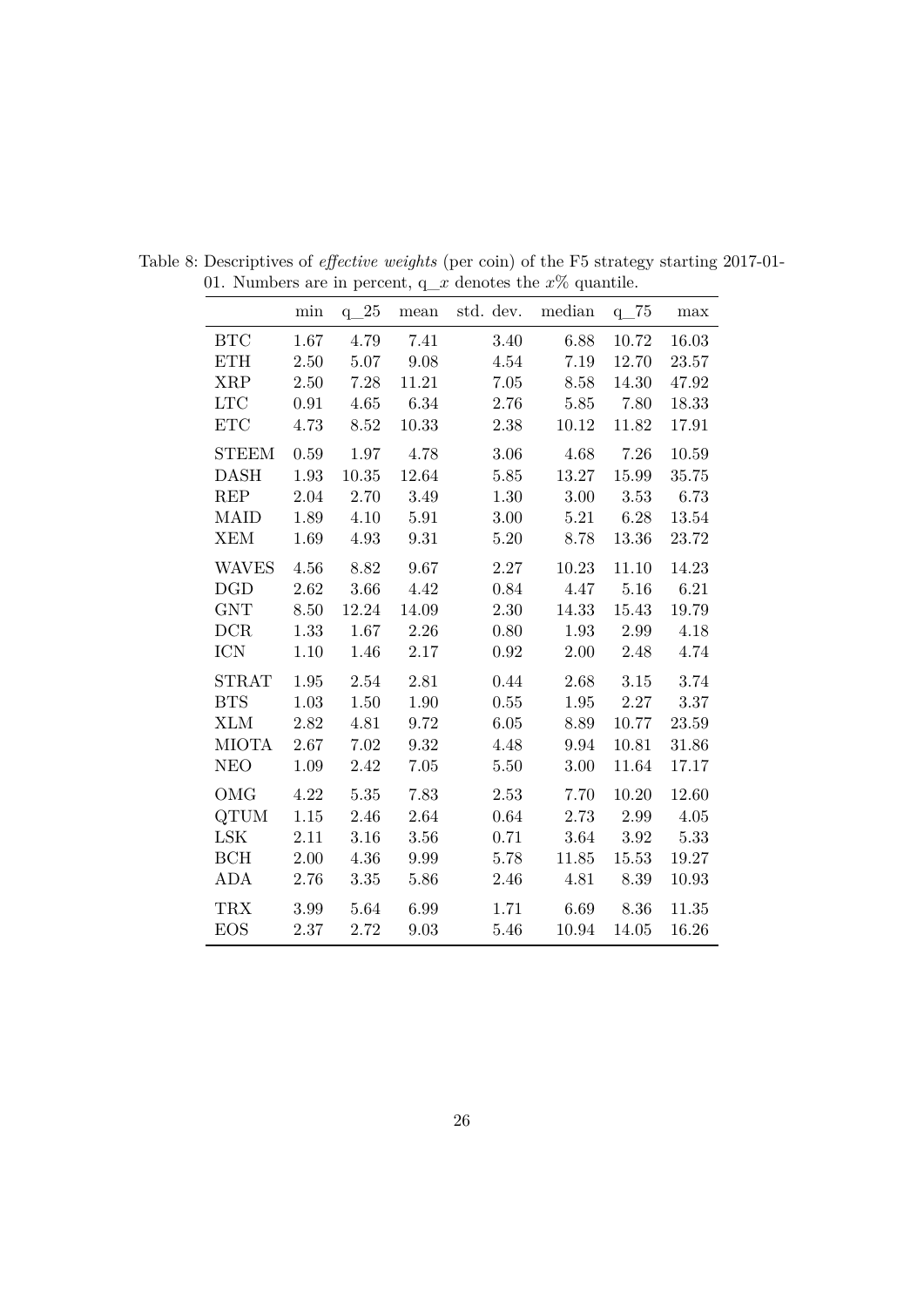Table 8: Descriptives of *effective weights* (per coin) of the F5 strategy starting 2017-01-01. Numbers are in percent, q_$x$ denotes the $x$% quantile.

| | min | q_25 | mean | std. dev. | median | q_75 | max |
|---|---|---|---|---|---|---|---|
| BTC | 1.67 | 4.79 | 7.41 | 3.40 | 6.88 | 10.72 | 16.03 |
| ETH | 2.50 | 5.07 | 9.08 | 4.54 | 7.19 | 12.70 | 23.57 |
| XRP | 2.50 | 7.28 | 11.21 | 7.05 | 8.58 | 14.30 | 47.92 |
| LTC | 0.91 | 4.65 | 6.34 | 2.76 | 5.85 | 7.80 | 18.33 |
| ETC | 4.73 | 8.52 | 10.33 | 2.38 | 10.12 | 11.82 | 17.91 |
| STEEM | 0.59 | 1.97 | 4.78 | 3.06 | 4.68 | 7.26 | 10.59 |
| DASH | 1.93 | 10.35 | 12.64 | 5.85 | 13.27 | 15.99 | 35.75 |
| REP | 2.04 | 2.70 | 3.49 | 1.30 | 3.00 | 3.53 | 6.73 |
| MAID | 1.89 | 4.10 | 5.91 | 3.00 | 5.21 | 6.28 | 13.54 |
| XEM | 1.69 | 4.93 | 9.31 | 5.20 | 8.78 | 13.36 | 23.72 |
| WAVES | 4.56 | 8.82 | 9.67 | 2.27 | 10.23 | 11.10 | 14.23 |
| DGD | 2.62 | 3.66 | 4.42 | 0.84 | 4.47 | 5.16 | 6.21 |
| GNT | 8.50 | 12.24 | 14.09 | 2.30 | 14.33 | 15.43 | 19.79 |
| DCR | 1.33 | 1.67 | 2.26 | 0.80 | 1.93 | 2.99 | 4.18 |
| ICN | 1.10 | 1.46 | 2.17 | 0.92 | 2.00 | 2.48 | 4.74 |
| STRAT | 1.95 | 2.54 | 2.81 | 0.44 | 2.68 | 3.15 | 3.74 |
| BTS | 1.03 | 1.50 | 1.90 | 0.55 | 1.95 | 2.27 | 3.37 |
| XLM | 2.82 | 4.81 | 9.72 | 6.05 | 8.89 | 10.77 | 23.59 |
| MIOTA | 2.67 | 7.02 | 9.32 | 4.48 | 9.94 | 10.81 | 31.86 |
| NEO | 1.09 | 2.42 | 7.05 | 5.50 | 3.00 | 11.64 | 17.17 |
| OMG | 4.22 | 5.35 | 7.83 | 2.53 | 7.70 | 10.20 | 12.60 |
| QTUM | 1.15 | 2.46 | 2.64 | 0.64 | 2.73 | 2.99 | 4.05 |
| LSK | 2.11 | 3.16 | 3.56 | 0.71 | 3.64 | 3.92 | 5.33 |
| BCH | 2.00 | 4.36 | 9.99 | 5.78 | 11.85 | 15.53 | 19.27 |
| ADA | 2.76 | 3.35 | 5.86 | 2.46 | 4.81 | 8.39 | 10.93 |
| TRX | 3.99 | 5.64 | 6.99 | 1.71 | 6.69 | 8.36 | 11.35 |
| EOS | 2.37 | 2.72 | 9.03 | 5.46 | 10.94 | 14.05 | 16.26 |